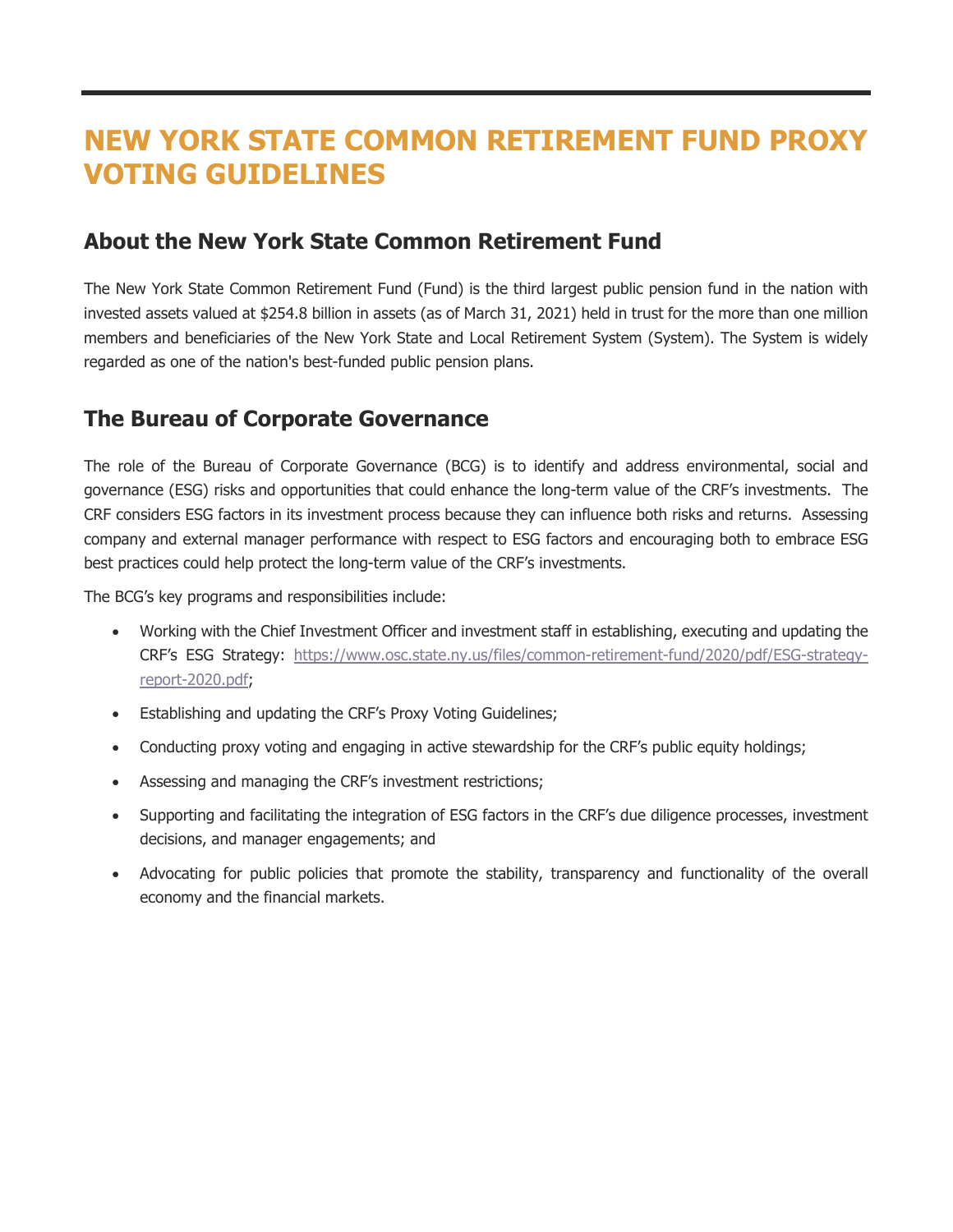# NEW YORK STATE COMMON RETIREMENT FUND PROXY VOTING GUIDELINES

## About the New York State Common Retirement Fund

The New York State Common Retirement Fund (Fund) is the third largest public pension fund in the nation with invested assets valued at $254.8 billion in assets (as of March 31, 2021) held in trust for the more than one million members and beneficiaries of the New York State and Local Retirement System (System). The System is widely regarded as one of the nation's best-funded public pension plans.

## The Bureau of Corporate Governance

The role of the Bureau of Corporate Governance (BCG) is to identify and address environmental, social and governance (ESG) risks and opportunities that could enhance the long-term value of the CRF's investments. The CRF considers ESG factors in its investment process because they can influence both risks and returns. Assessing company and external manager performance with respect to ESG factors and encouraging both to embrace ESG best practices could help protect the long-term value of the CRF's investments.

The BCG's key programs and responsibilities include:

- Working with the Chief Investment Officer and investment staff in establishing, executing and updating the CRF's ESG Strategy: https://www.osc.state.ny.us/files/common-retirement-fund/2020/pdf/ESG-strategy-report-2020.pdf;
- Establishing and updating the CRF's Proxy Voting Guidelines;
- Conducting proxy voting and engaging in active stewardship for the CRF's public equity holdings;
- Assessing and managing the CRF's investment restrictions;
- Supporting and facilitating the integration of ESG factors in the CRF's due diligence processes, investment decisions, and manager engagements; and
- Advocating for public policies that promote the stability, transparency and functionality of the overall economy and the financial markets.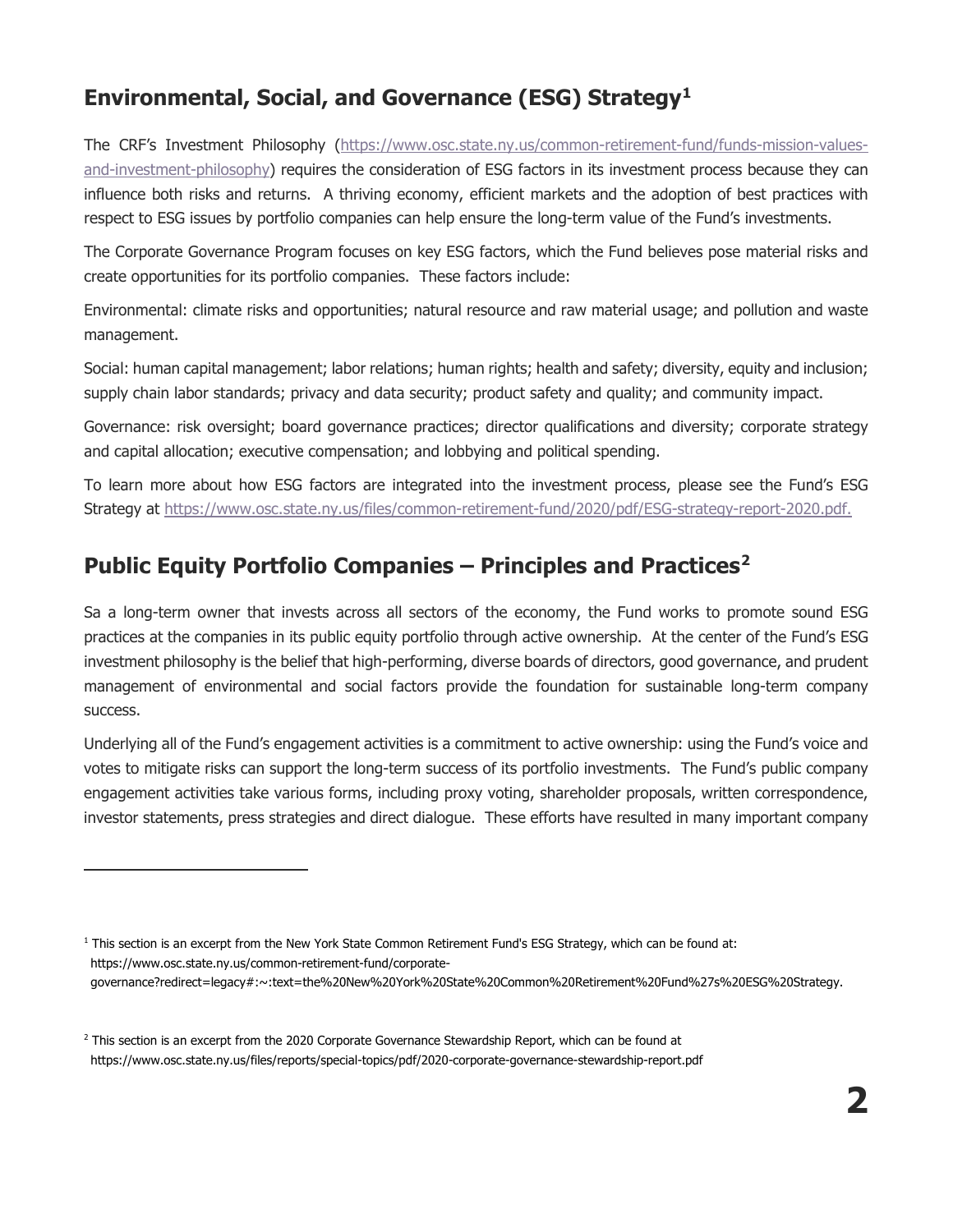## Environmental, Social, and Governance (ESG) Strategy[1]

The CRF's Investment Philosophy (https://www.osc.state.ny.us/common-retirement-fund/funds-mission-values-and-investment-philosophy) requires the consideration of ESG factors in its investment process because they can influence both risks and returns. A thriving economy, efficient markets and the adoption of best practices with respect to ESG issues by portfolio companies can help ensure the long-term value of the Fund's investments.

The Corporate Governance Program focuses on key ESG factors, which the Fund believes pose material risks and create opportunities for its portfolio companies. These factors include:

Environmental: climate risks and opportunities; natural resource and raw material usage; and pollution and waste management.

Social: human capital management; labor relations; human rights; health and safety; diversity, equity and inclusion; supply chain labor standards; privacy and data security; product safety and quality; and community impact.

Governance: risk oversight; board governance practices; director qualifications and diversity; corporate strategy and capital allocation; executive compensation; and lobbying and political spending.

To learn more about how ESG factors are integrated into the investment process, please see the Fund's ESG Strategy at https://www.osc.state.ny.us/files/common-retirement-fund/2020/pdf/ESG-strategy-report-2020.pdf.

## Public Equity Portfolio Companies – Principles and Practices[2]

Sa a long-term owner that invests across all sectors of the economy, the Fund works to promote sound ESG practices at the companies in its public equity portfolio through active ownership. At the center of the Fund's ESG investment philosophy is the belief that high-performing, diverse boards of directors, good governance, and prudent management of environmental and social factors provide the foundation for sustainable long-term company success.

Underlying all of the Fund's engagement activities is a commitment to active ownership: using the Fund's voice and votes to mitigate risks can support the long-term success of its portfolio investments. The Fund's public company engagement activities take various forms, including proxy voting, shareholder proposals, written correspondence, investor statements, press strategies and direct dialogue. These efforts have resulted in many important company

---

[1] This section is an excerpt from the New York State Common Retirement Fund's ESG Strategy, which can be found at: https://www.osc.state.ny.us/common-retirement-fund/corporate-governance?redirect=legacy#:~:text=the%20New%20York%20State%20Common%20Retirement%20Fund%27s%20ESG%20Strategy.

[2] This section is an excerpt from the 2020 Corporate Governance Stewardship Report, which can be found at https://www.osc.state.ny.us/files/reports/special-topics/pdf/2020-corporate-governance-stewardship-report.pdf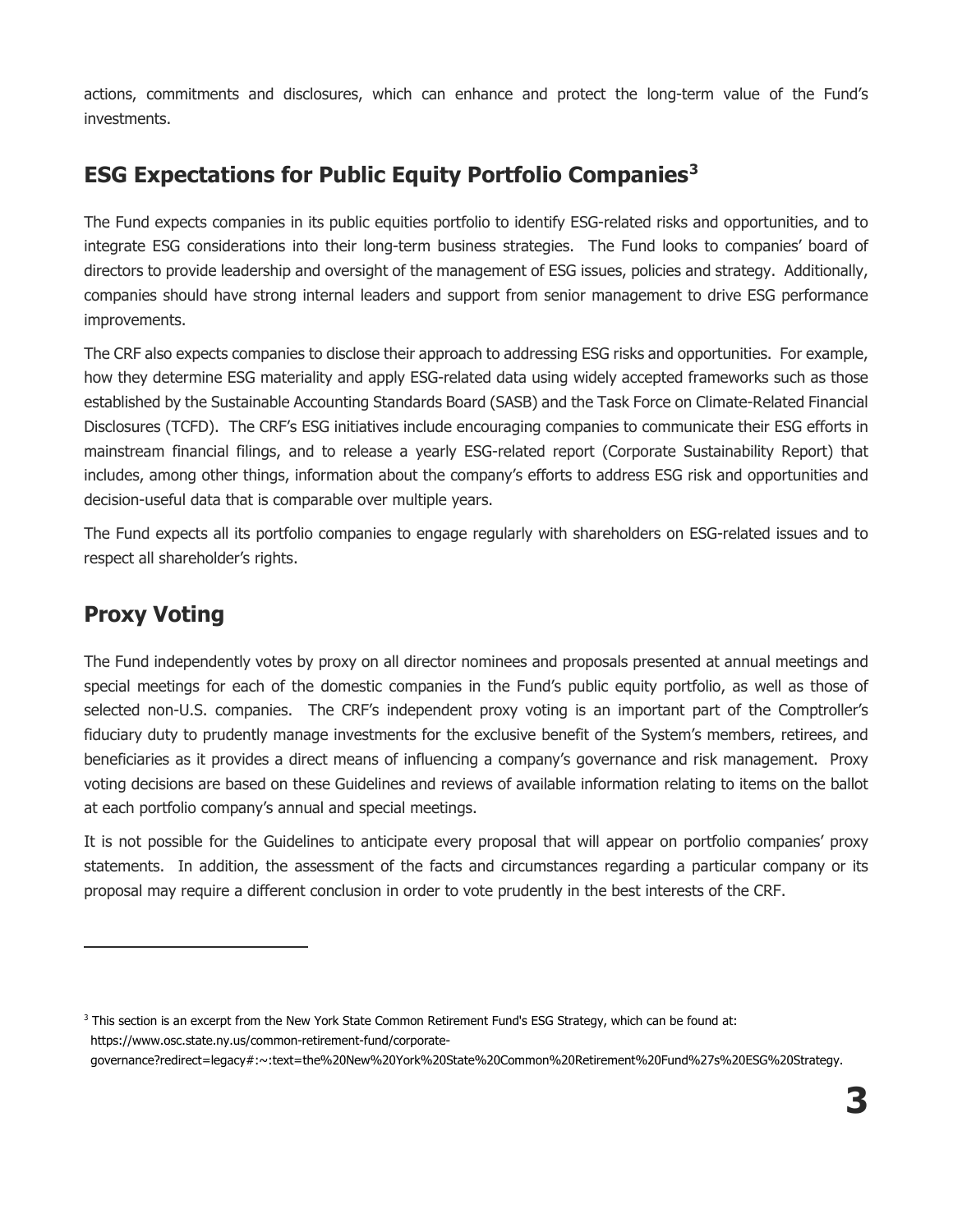actions, commitments and disclosures, which can enhance and protect the long-term value of the Fund's investments.

## ESG Expectations for Public Equity Portfolio Companies[3]

The Fund expects companies in its public equities portfolio to identify ESG-related risks and opportunities, and to integrate ESG considerations into their long-term business strategies. The Fund looks to companies' board of directors to provide leadership and oversight of the management of ESG issues, policies and strategy. Additionally, companies should have strong internal leaders and support from senior management to drive ESG performance improvements.

The CRF also expects companies to disclose their approach to addressing ESG risks and opportunities. For example, how they determine ESG materiality and apply ESG-related data using widely accepted frameworks such as those established by the Sustainable Accounting Standards Board (SASB) and the Task Force on Climate-Related Financial Disclosures (TCFD). The CRF's ESG initiatives include encouraging companies to communicate their ESG efforts in mainstream financial filings, and to release a yearly ESG-related report (Corporate Sustainability Report) that includes, among other things, information about the company's efforts to address ESG risk and opportunities and decision-useful data that is comparable over multiple years.

The Fund expects all its portfolio companies to engage regularly with shareholders on ESG-related issues and to respect all shareholder's rights.

## Proxy Voting

The Fund independently votes by proxy on all director nominees and proposals presented at annual meetings and special meetings for each of the domestic companies in the Fund's public equity portfolio, as well as those of selected non-U.S. companies. The CRF's independent proxy voting is an important part of the Comptroller's fiduciary duty to prudently manage investments for the exclusive benefit of the System's members, retirees, and beneficiaries as it provides a direct means of influencing a company's governance and risk management. Proxy voting decisions are based on these Guidelines and reviews of available information relating to items on the ballot at each portfolio company's annual and special meetings.

It is not possible for the Guidelines to anticipate every proposal that will appear on portfolio companies' proxy statements. In addition, the assessment of the facts and circumstances regarding a particular company or its proposal may require a different conclusion in order to vote prudently in the best interests of the CRF.

---

[3] This section is an excerpt from the New York State Common Retirement Fund's ESG Strategy, which can be found at: https://www.osc.state.ny.us/common-retirement-fund/corporate-governance?redirect=legacy#:~:text=the%20New%20York%20State%20Common%20Retirement%20Fund%27s%20ESG%20Strategy.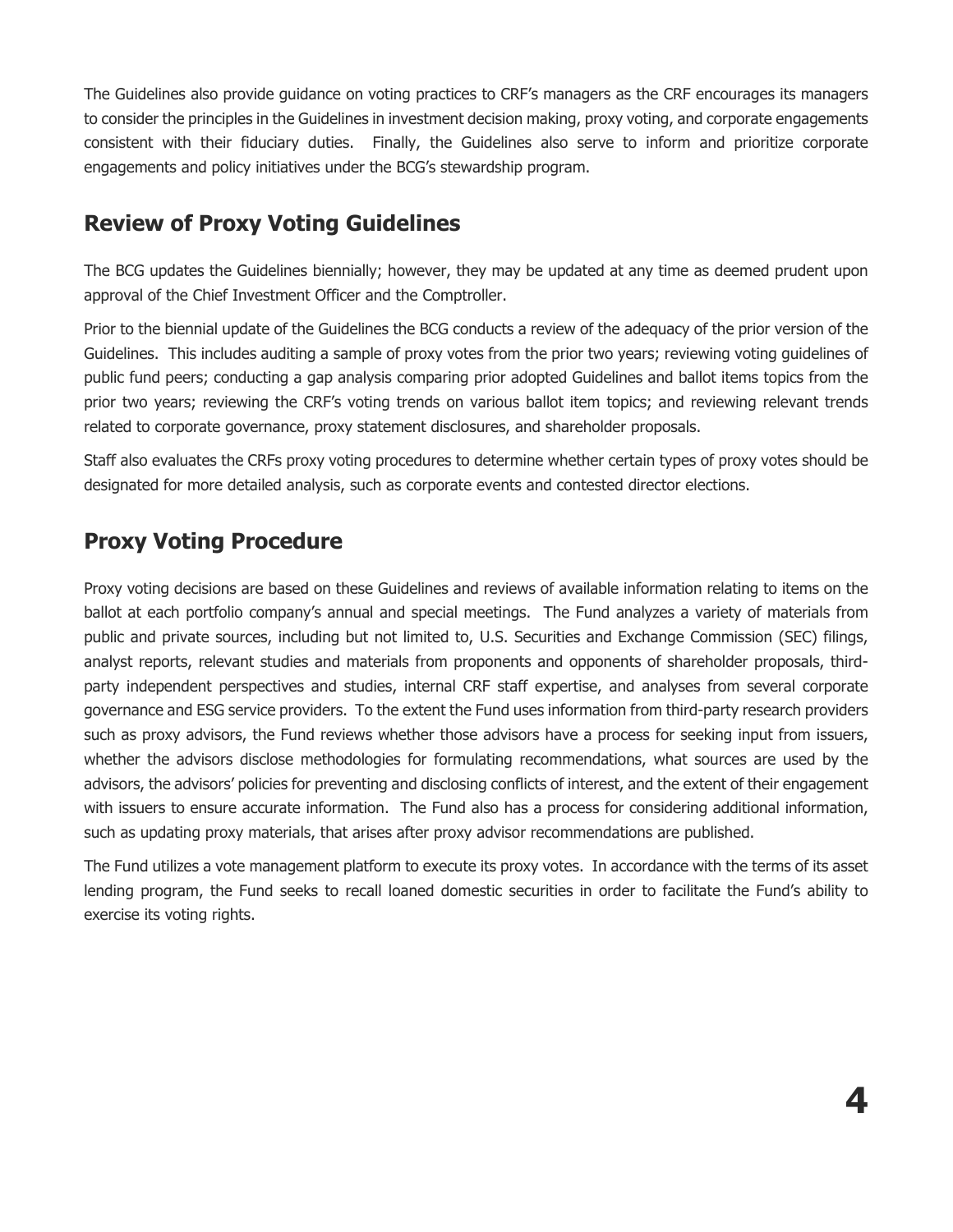The Guidelines also provide guidance on voting practices to CRF's managers as the CRF encourages its managers to consider the principles in the Guidelines in investment decision making, proxy voting, and corporate engagements consistent with their fiduciary duties. Finally, the Guidelines also serve to inform and prioritize corporate engagements and policy initiatives under the BCG's stewardship program.

## Review of Proxy Voting Guidelines

The BCG updates the Guidelines biennially; however, they may be updated at any time as deemed prudent upon approval of the Chief Investment Officer and the Comptroller.

Prior to the biennial update of the Guidelines the BCG conducts a review of the adequacy of the prior version of the Guidelines. This includes auditing a sample of proxy votes from the prior two years; reviewing voting guidelines of public fund peers; conducting a gap analysis comparing prior adopted Guidelines and ballot items topics from the prior two years; reviewing the CRF's voting trends on various ballot item topics; and reviewing relevant trends related to corporate governance, proxy statement disclosures, and shareholder proposals.

Staff also evaluates the CRFs proxy voting procedures to determine whether certain types of proxy votes should be designated for more detailed analysis, such as corporate events and contested director elections.

## Proxy Voting Procedure

Proxy voting decisions are based on these Guidelines and reviews of available information relating to items on the ballot at each portfolio company's annual and special meetings. The Fund analyzes a variety of materials from public and private sources, including but not limited to, U.S. Securities and Exchange Commission (SEC) filings, analyst reports, relevant studies and materials from proponents and opponents of shareholder proposals, third-party independent perspectives and studies, internal CRF staff expertise, and analyses from several corporate governance and ESG service providers. To the extent the Fund uses information from third-party research providers such as proxy advisors, the Fund reviews whether those advisors have a process for seeking input from issuers, whether the advisors disclose methodologies for formulating recommendations, what sources are used by the advisors, the advisors' policies for preventing and disclosing conflicts of interest, and the extent of their engagement with issuers to ensure accurate information. The Fund also has a process for considering additional information, such as updating proxy materials, that arises after proxy advisor recommendations are published.

The Fund utilizes a vote management platform to execute its proxy votes. In accordance with the terms of its asset lending program, the Fund seeks to recall loaned domestic securities in order to facilitate the Fund's ability to exercise its voting rights.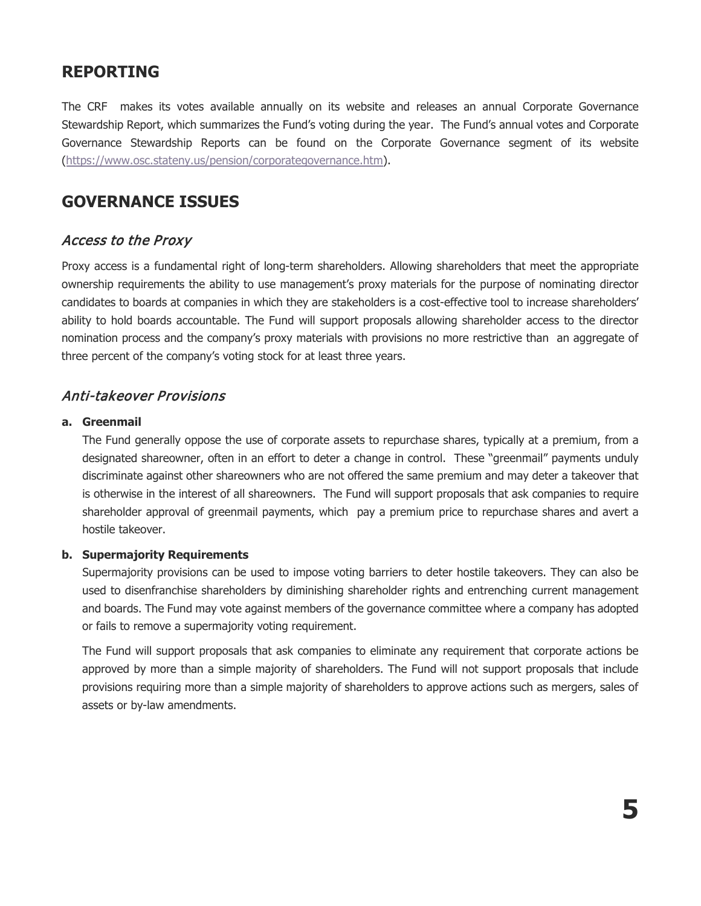## REPORTING

The CRF makes its votes available annually on its website and releases an annual Corporate Governance Stewardship Report, which summarizes the Fund's voting during the year. The Fund's annual votes and Corporate Governance Stewardship Reports can be found on the Corporate Governance segment of its website (https://www.osc.stateny.us/pension/corporategovernance.htm).

## GOVERNANCE ISSUES

### *Access to the Proxy*

Proxy access is a fundamental right of long-term shareholders. Allowing shareholders that meet the appropriate ownership requirements the ability to use management's proxy materials for the purpose of nominating director candidates to boards at companies in which they are stakeholders is a cost-effective tool to increase shareholders' ability to hold boards accountable. The Fund will support proposals allowing shareholder access to the director nomination process and the company's proxy materials with provisions no more restrictive than an aggregate of three percent of the company's voting stock for at least three years.

### *Anti-takeover Provisions*

**a. Greenmail**

The Fund generally oppose the use of corporate assets to repurchase shares, typically at a premium, from a designated shareowner, often in an effort to deter a change in control. These "greenmail" payments unduly discriminate against other shareowners who are not offered the same premium and may deter a takeover that is otherwise in the interest of all shareowners. The Fund will support proposals that ask companies to require shareholder approval of greenmail payments, which pay a premium price to repurchase shares and avert a hostile takeover.

**b. Supermajority Requirements**

Supermajority provisions can be used to impose voting barriers to deter hostile takeovers. They can also be used to disenfranchise shareholders by diminishing shareholder rights and entrenching current management and boards. The Fund may vote against members of the governance committee where a company has adopted or fails to remove a supermajority voting requirement.

The Fund will support proposals that ask companies to eliminate any requirement that corporate actions be approved by more than a simple majority of shareholders. The Fund will not support proposals that include provisions requiring more than a simple majority of shareholders to approve actions such as mergers, sales of assets or by-law amendments.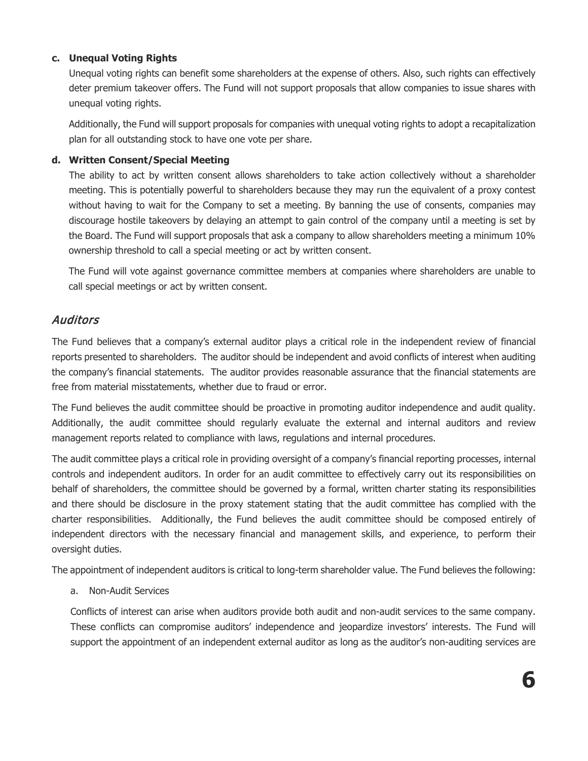**c. Unequal Voting Rights**

Unequal voting rights can benefit some shareholders at the expense of others. Also, such rights can effectively deter premium takeover offers. The Fund will not support proposals that allow companies to issue shares with unequal voting rights.

Additionally, the Fund will support proposals for companies with unequal voting rights to adopt a recapitalization plan for all outstanding stock to have one vote per share.

**d. Written Consent/Special Meeting**

The ability to act by written consent allows shareholders to take action collectively without a shareholder meeting. This is potentially powerful to shareholders because they may run the equivalent of a proxy contest without having to wait for the Company to set a meeting. By banning the use of consents, companies may discourage hostile takeovers by delaying an attempt to gain control of the company until a meeting is set by the Board. The Fund will support proposals that ask a company to allow shareholders meeting a minimum 10% ownership threshold to call a special meeting or act by written consent.

The Fund will vote against governance committee members at companies where shareholders are unable to call special meetings or act by written consent.

## *Auditors*

The Fund believes that a company's external auditor plays a critical role in the independent review of financial reports presented to shareholders. The auditor should be independent and avoid conflicts of interest when auditing the company's financial statements. The auditor provides reasonable assurance that the financial statements are free from material misstatements, whether due to fraud or error.

The Fund believes the audit committee should be proactive in promoting auditor independence and audit quality. Additionally, the audit committee should regularly evaluate the external and internal auditors and review management reports related to compliance with laws, regulations and internal procedures.

The audit committee plays a critical role in providing oversight of a company's financial reporting processes, internal controls and independent auditors. In order for an audit committee to effectively carry out its responsibilities on behalf of shareholders, the committee should be governed by a formal, written charter stating its responsibilities and there should be disclosure in the proxy statement stating that the audit committee has complied with the charter responsibilities. Additionally, the Fund believes the audit committee should be composed entirely of independent directors with the necessary financial and management skills, and experience, to perform their oversight duties.

The appointment of independent auditors is critical to long-term shareholder value. The Fund believes the following:

a. Non-Audit Services

Conflicts of interest can arise when auditors provide both audit and non-audit services to the same company. These conflicts can compromise auditors' independence and jeopardize investors' interests. The Fund will support the appointment of an independent external auditor as long as the auditor's non-auditing services are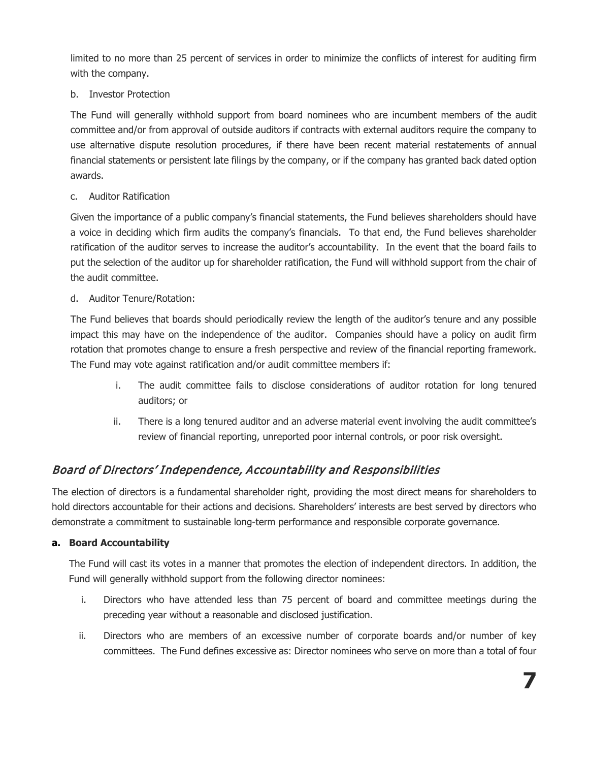limited to no more than 25 percent of services in order to minimize the conflicts of interest for auditing firm with the company.

b. Investor Protection

The Fund will generally withhold support from board nominees who are incumbent members of the audit committee and/or from approval of outside auditors if contracts with external auditors require the company to use alternative dispute resolution procedures, if there have been recent material restatements of annual financial statements or persistent late filings by the company, or if the company has granted back dated option awards.

c. Auditor Ratification

Given the importance of a public company's financial statements, the Fund believes shareholders should have a voice in deciding which firm audits the company's financials. To that end, the Fund believes shareholder ratification of the auditor serves to increase the auditor's accountability. In the event that the board fails to put the selection of the auditor up for shareholder ratification, the Fund will withhold support from the chair of the audit committee.

d. Auditor Tenure/Rotation:

The Fund believes that boards should periodically review the length of the auditor's tenure and any possible impact this may have on the independence of the auditor. Companies should have a policy on audit firm rotation that promotes change to ensure a fresh perspective and review of the financial reporting framework. The Fund may vote against ratification and/or audit committee members if:

i. The audit committee fails to disclose considerations of auditor rotation for long tenured auditors; or

ii. There is a long tenured auditor and an adverse material event involving the audit committee's review of financial reporting, unreported poor internal controls, or poor risk oversight.

## *Board of Directors' Independence, Accountability and Responsibilities*

The election of directors is a fundamental shareholder right, providing the most direct means for shareholders to hold directors accountable for their actions and decisions. Shareholders' interests are best served by directors who demonstrate a commitment to sustainable long-term performance and responsible corporate governance.

**a. Board Accountability**

The Fund will cast its votes in a manner that promotes the election of independent directors. In addition, the Fund will generally withhold support from the following director nominees:

i. Directors who have attended less than 75 percent of board and committee meetings during the preceding year without a reasonable and disclosed justification.

ii. Directors who are members of an excessive number of corporate boards and/or number of key committees. The Fund defines excessive as: Director nominees who serve on more than a total of four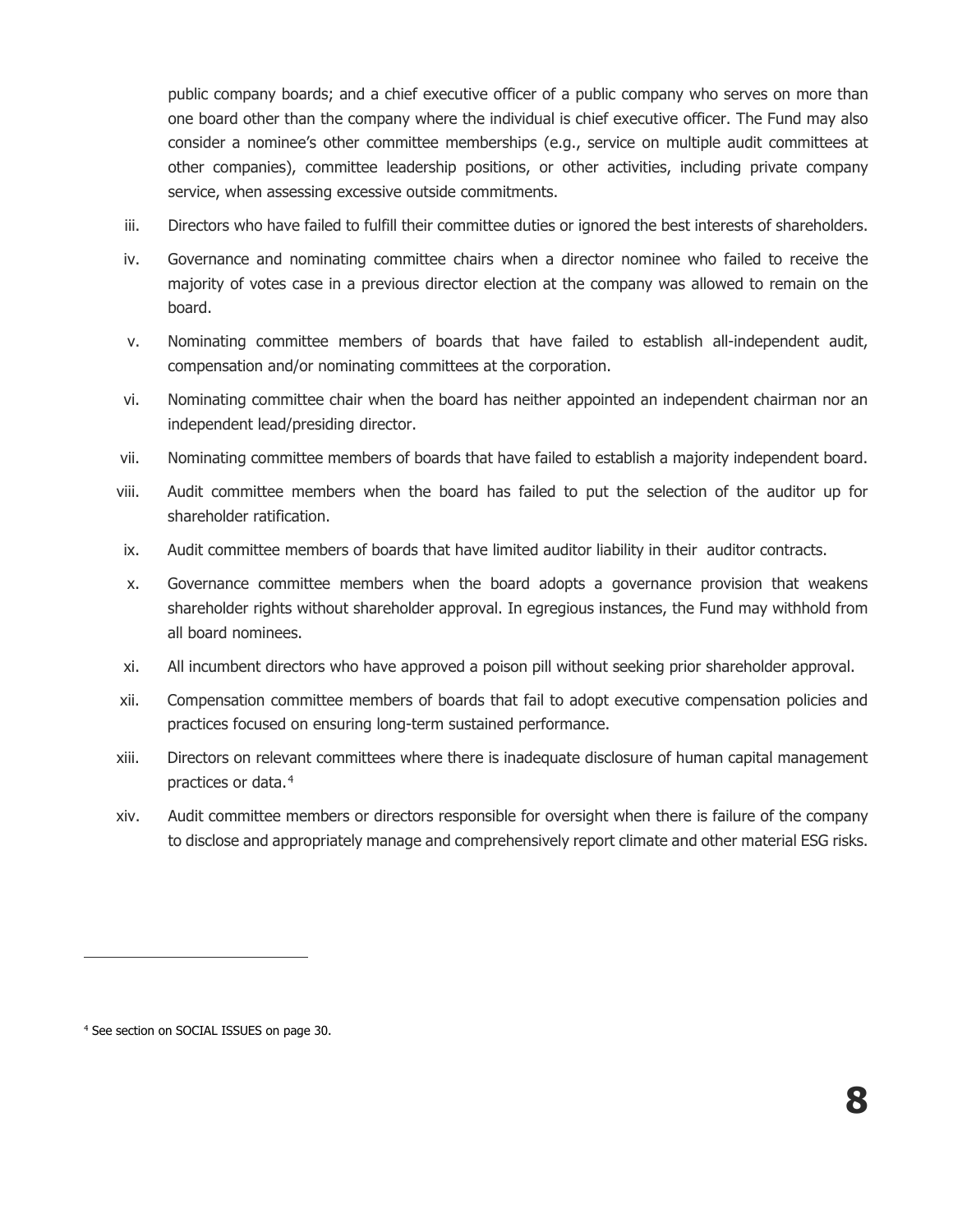public company boards; and a chief executive officer of a public company who serves on more than one board other than the company where the individual is chief executive officer. The Fund may also consider a nominee's other committee memberships (e.g., service on multiple audit committees at other companies), committee leadership positions, or other activities, including private company service, when assessing excessive outside commitments.

iii. Directors who have failed to fulfill their committee duties or ignored the best interests of shareholders.

iv. Governance and nominating committee chairs when a director nominee who failed to receive the majority of votes case in a previous director election at the company was allowed to remain on the board.

v. Nominating committee members of boards that have failed to establish all-independent audit, compensation and/or nominating committees at the corporation.

vi. Nominating committee chair when the board has neither appointed an independent chairman nor an independent lead/presiding director.

vii. Nominating committee members of boards that have failed to establish a majority independent board.

viii. Audit committee members when the board has failed to put the selection of the auditor up for shareholder ratification.

ix. Audit committee members of boards that have limited auditor liability in their auditor contracts.

x. Governance committee members when the board adopts a governance provision that weakens shareholder rights without shareholder approval. In egregious instances, the Fund may withhold from all board nominees.

xi. All incumbent directors who have approved a poison pill without seeking prior shareholder approval.

xii. Compensation committee members of boards that fail to adopt executive compensation policies and practices focused on ensuring long-term sustained performance.

xiii. Directors on relevant committees where there is inadequate disclosure of human capital management practices or data.[4]

xiv. Audit committee members or directors responsible for oversight when there is failure of the company to disclose and appropriately manage and comprehensively report climate and other material ESG risks.

---

[4] See section on SOCIAL ISSUES on page 30.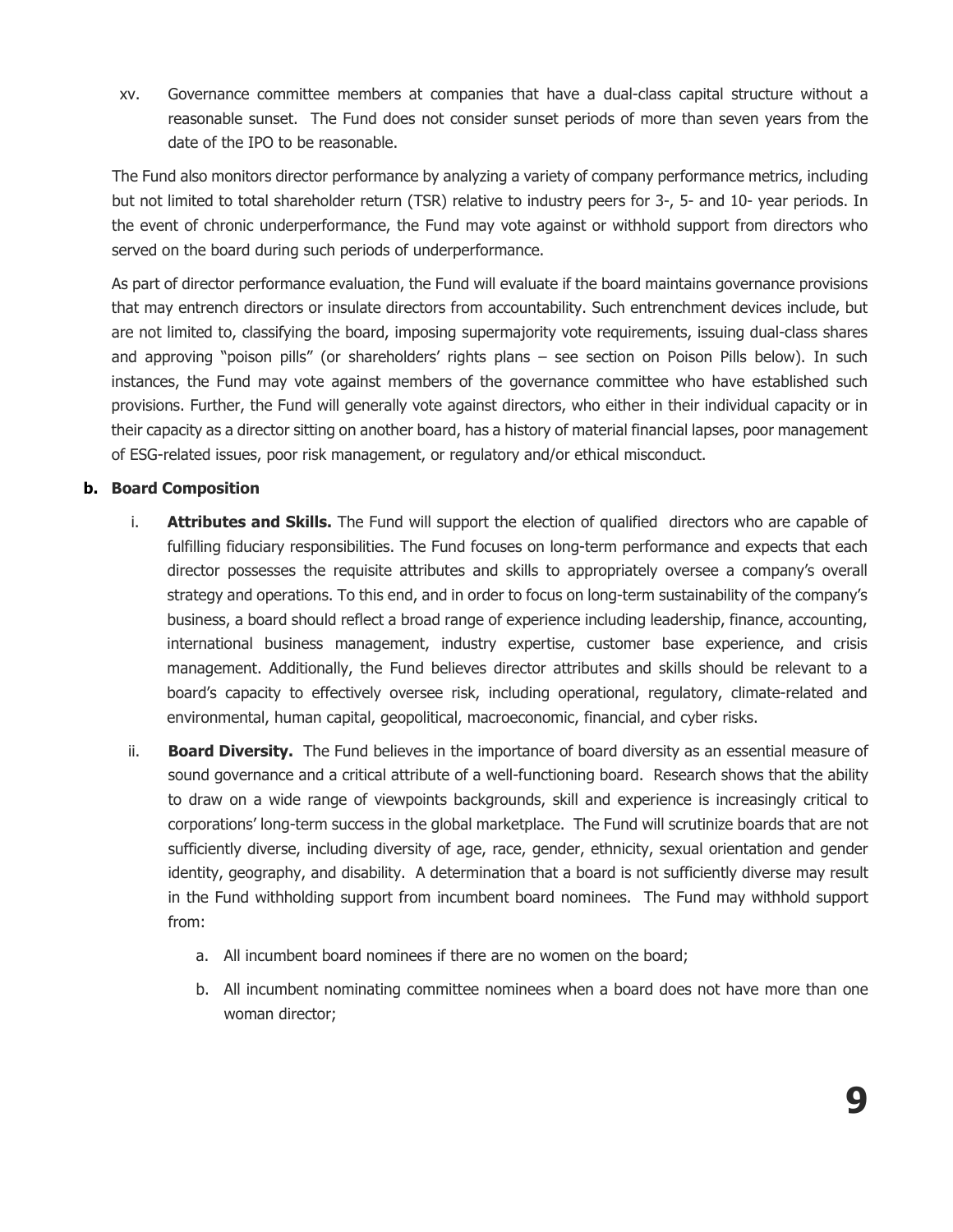xv. Governance committee members at companies that have a dual-class capital structure without a reasonable sunset. The Fund does not consider sunset periods of more than seven years from the date of the IPO to be reasonable.

The Fund also monitors director performance by analyzing a variety of company performance metrics, including but not limited to total shareholder return (TSR) relative to industry peers for 3-, 5- and 10- year periods. In the event of chronic underperformance, the Fund may vote against or withhold support from directors who served on the board during such periods of underperformance.

As part of director performance evaluation, the Fund will evaluate if the board maintains governance provisions that may entrench directors or insulate directors from accountability. Such entrenchment devices include, but are not limited to, classifying the board, imposing supermajority vote requirements, issuing dual-class shares and approving "poison pills" (or shareholders' rights plans – see section on Poison Pills below). In such instances, the Fund may vote against members of the governance committee who have established such provisions. Further, the Fund will generally vote against directors, who either in their individual capacity or in their capacity as a director sitting on another board, has a history of material financial lapses, poor management of ESG-related issues, poor risk management, or regulatory and/or ethical misconduct.

**b. Board Composition**

i. **Attributes and Skills.** The Fund will support the election of qualified directors who are capable of fulfilling fiduciary responsibilities. The Fund focuses on long-term performance and expects that each director possesses the requisite attributes and skills to appropriately oversee a company's overall strategy and operations. To this end, and in order to focus on long-term sustainability of the company's business, a board should reflect a broad range of experience including leadership, finance, accounting, international business management, industry expertise, customer base experience, and crisis management. Additionally, the Fund believes director attributes and skills should be relevant to a board's capacity to effectively oversee risk, including operational, regulatory, climate-related and environmental, human capital, geopolitical, macroeconomic, financial, and cyber risks.

ii. **Board Diversity.** The Fund believes in the importance of board diversity as an essential measure of sound governance and a critical attribute of a well-functioning board. Research shows that the ability to draw on a wide range of viewpoints backgrounds, skill and experience is increasingly critical to corporations' long-term success in the global marketplace. The Fund will scrutinize boards that are not sufficiently diverse, including diversity of age, race, gender, ethnicity, sexual orientation and gender identity, geography, and disability. A determination that a board is not sufficiently diverse may result in the Fund withholding support from incumbent board nominees. The Fund may withhold support from:

   a. All incumbent board nominees if there are no women on the board;

   b. All incumbent nominating committee nominees when a board does not have more than one woman director;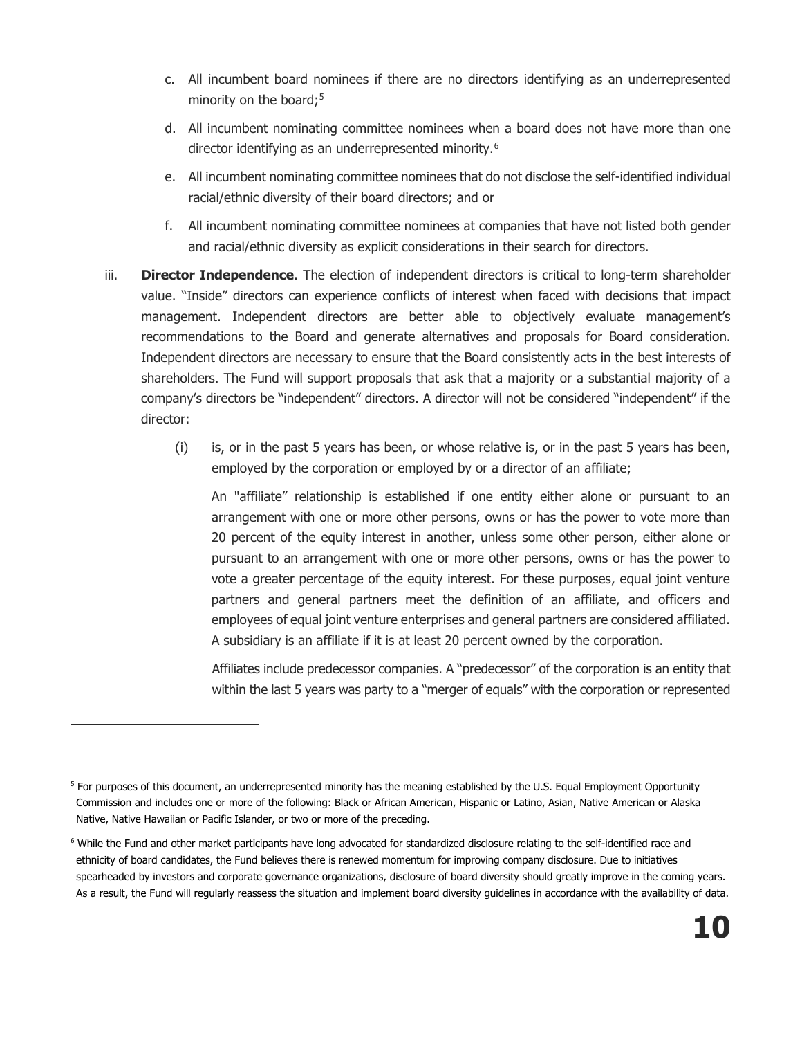c. All incumbent board nominees if there are no directors identifying as an underrepresented minority on the board;[5]

d. All incumbent nominating committee nominees when a board does not have more than one director identifying as an underrepresented minority.[6]

e. All incumbent nominating committee nominees that do not disclose the self-identified individual racial/ethnic diversity of their board directors; and or

f. All incumbent nominating committee nominees at companies that have not listed both gender and racial/ethnic diversity as explicit considerations in their search for directors.

iii. **Director Independence**. The election of independent directors is critical to long-term shareholder value. "Inside" directors can experience conflicts of interest when faced with decisions that impact management. Independent directors are better able to objectively evaluate management's recommendations to the Board and generate alternatives and proposals for Board consideration. Independent directors are necessary to ensure that the Board consistently acts in the best interests of shareholders. The Fund will support proposals that ask that a majority or a substantial majority of a company's directors be "independent" directors. A director will not be considered "independent" if the director:

(i) is, or in the past 5 years has been, or whose relative is, or in the past 5 years has been, employed by the corporation or employed by or a director of an affiliate;

An "affiliate" relationship is established if one entity either alone or pursuant to an arrangement with one or more other persons, owns or has the power to vote more than 20 percent of the equity interest in another, unless some other person, either alone or pursuant to an arrangement with one or more other persons, owns or has the power to vote a greater percentage of the equity interest. For these purposes, equal joint venture partners and general partners meet the definition of an affiliate, and officers and employees of equal joint venture enterprises and general partners are considered affiliated. A subsidiary is an affiliate if it is at least 20 percent owned by the corporation.

Affiliates include predecessor companies. A "predecessor" of the corporation is an entity that within the last 5 years was party to a "merger of equals" with the corporation or represented

---

[5] For purposes of this document, an underrepresented minority has the meaning established by the U.S. Equal Employment Opportunity Commission and includes one or more of the following: Black or African American, Hispanic or Latino, Asian, Native American or Alaska Native, Native Hawaiian or Pacific Islander, or two or more of the preceding.

[6] While the Fund and other market participants have long advocated for standardized disclosure relating to the self-identified race and ethnicity of board candidates, the Fund believes there is renewed momentum for improving company disclosure. Due to initiatives spearheaded by investors and corporate governance organizations, disclosure of board diversity should greatly improve in the coming years. As a result, the Fund will regularly reassess the situation and implement board diversity guidelines in accordance with the availability of data.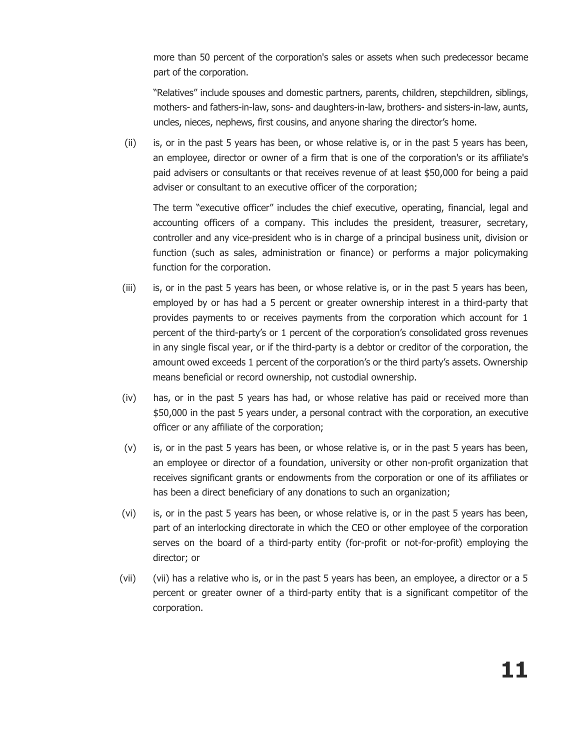more than 50 percent of the corporation's sales or assets when such predecessor became part of the corporation.

"Relatives" include spouses and domestic partners, parents, children, stepchildren, siblings, mothers- and fathers-in-law, sons- and daughters-in-law, brothers- and sisters-in-law, aunts, uncles, nieces, nephews, first cousins, and anyone sharing the director's home.

(ii) is, or in the past 5 years has been, or whose relative is, or in the past 5 years has been, an employee, director or owner of a firm that is one of the corporation's or its affiliate's paid advisers or consultants or that receives revenue of at least $50,000 for being a paid adviser or consultant to an executive officer of the corporation;

The term "executive officer" includes the chief executive, operating, financial, legal and accounting officers of a company. This includes the president, treasurer, secretary, controller and any vice-president who is in charge of a principal business unit, division or function (such as sales, administration or finance) or performs a major policymaking function for the corporation.

(iii) is, or in the past 5 years has been, or whose relative is, or in the past 5 years has been, employed by or has had a 5 percent or greater ownership interest in a third-party that provides payments to or receives payments from the corporation which account for 1 percent of the third-party's or 1 percent of the corporation's consolidated gross revenues in any single fiscal year, or if the third-party is a debtor or creditor of the corporation, the amount owed exceeds 1 percent of the corporation's or the third party's assets. Ownership means beneficial or record ownership, not custodial ownership.

(iv) has, or in the past 5 years has had, or whose relative has paid or received more than $50,000 in the past 5 years under, a personal contract with the corporation, an executive officer or any affiliate of the corporation;

(v) is, or in the past 5 years has been, or whose relative is, or in the past 5 years has been, an employee or director of a foundation, university or other non-profit organization that receives significant grants or endowments from the corporation or one of its affiliates or has been a direct beneficiary of any donations to such an organization;

(vi) is, or in the past 5 years has been, or whose relative is, or in the past 5 years has been, part of an interlocking directorate in which the CEO or other employee of the corporation serves on the board of a third-party entity (for-profit or not-for-profit) employing the director; or

(vii) (vii) has a relative who is, or in the past 5 years has been, an employee, a director or a 5 percent or greater owner of a third-party entity that is a significant competitor of the corporation.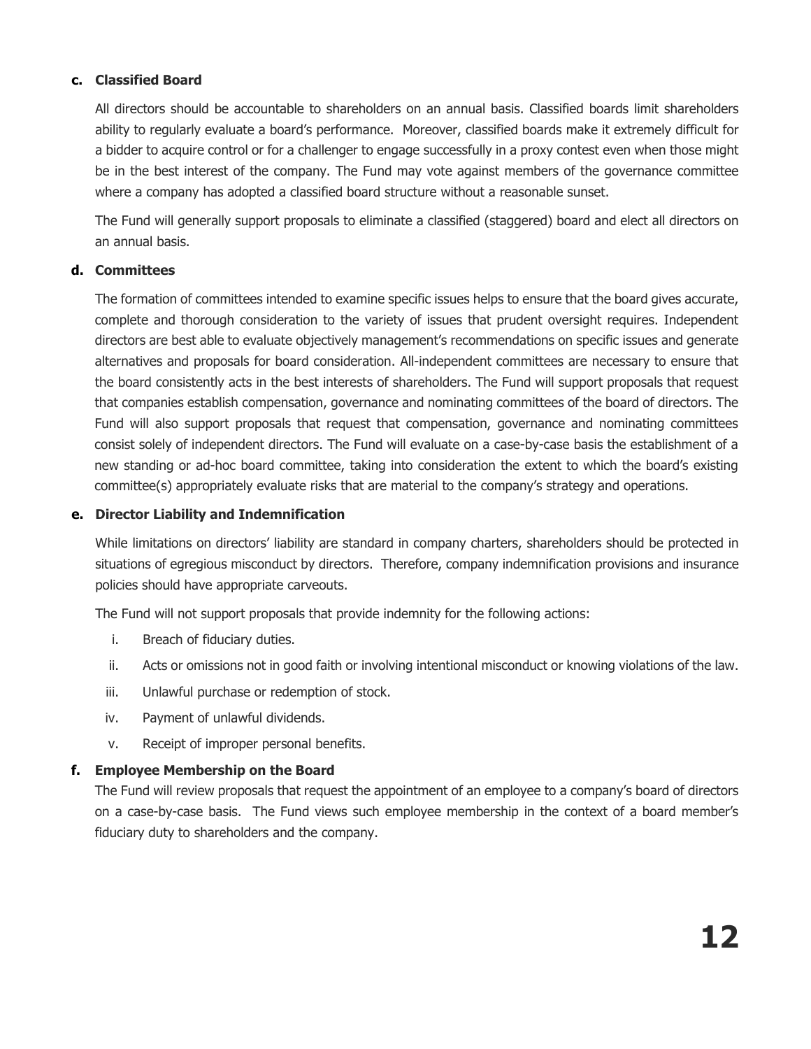**c. Classified Board**

All directors should be accountable to shareholders on an annual basis. Classified boards limit shareholders ability to regularly evaluate a board's performance. Moreover, classified boards make it extremely difficult for a bidder to acquire control or for a challenger to engage successfully in a proxy contest even when those might be in the best interest of the company. The Fund may vote against members of the governance committee where a company has adopted a classified board structure without a reasonable sunset.

The Fund will generally support proposals to eliminate a classified (staggered) board and elect all directors on an annual basis.

**d. Committees**

The formation of committees intended to examine specific issues helps to ensure that the board gives accurate, complete and thorough consideration to the variety of issues that prudent oversight requires. Independent directors are best able to evaluate objectively management's recommendations on specific issues and generate alternatives and proposals for board consideration. All-independent committees are necessary to ensure that the board consistently acts in the best interests of shareholders. The Fund will support proposals that request that companies establish compensation, governance and nominating committees of the board of directors. The Fund will also support proposals that request that compensation, governance and nominating committees consist solely of independent directors. The Fund will evaluate on a case-by-case basis the establishment of a new standing or ad-hoc board committee, taking into consideration the extent to which the board's existing committee(s) appropriately evaluate risks that are material to the company's strategy and operations.

**e. Director Liability and Indemnification**

While limitations on directors' liability are standard in company charters, shareholders should be protected in situations of egregious misconduct by directors. Therefore, company indemnification provisions and insurance policies should have appropriate carveouts.

The Fund will not support proposals that provide indemnity for the following actions:

i. Breach of fiduciary duties.

ii. Acts or omissions not in good faith or involving intentional misconduct or knowing violations of the law.

iii. Unlawful purchase or redemption of stock.

iv. Payment of unlawful dividends.

v. Receipt of improper personal benefits.

**f. Employee Membership on the Board**

The Fund will review proposals that request the appointment of an employee to a company's board of directors on a case-by-case basis. The Fund views such employee membership in the context of a board member's fiduciary duty to shareholders and the company.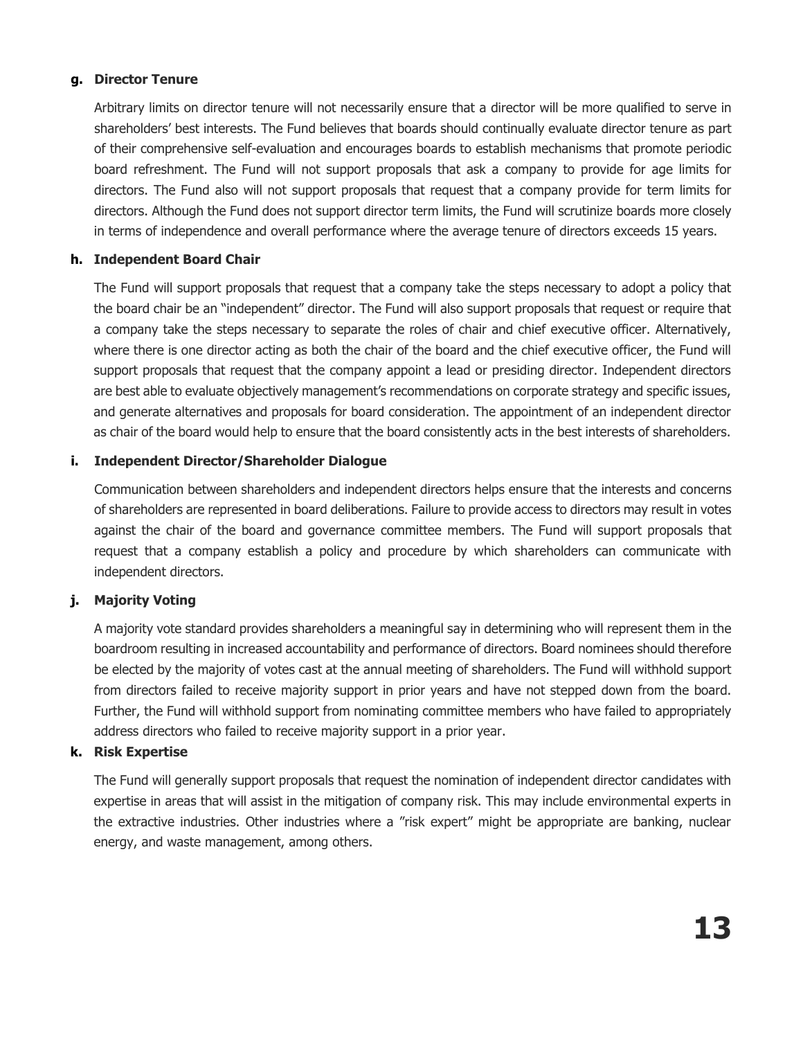**g. Director Tenure**

Arbitrary limits on director tenure will not necessarily ensure that a director will be more qualified to serve in shareholders' best interests. The Fund believes that boards should continually evaluate director tenure as part of their comprehensive self-evaluation and encourages boards to establish mechanisms that promote periodic board refreshment. The Fund will not support proposals that ask a company to provide for age limits for directors. The Fund also will not support proposals that request that a company provide for term limits for directors. Although the Fund does not support director term limits, the Fund will scrutinize boards more closely in terms of independence and overall performance where the average tenure of directors exceeds 15 years.

**h. Independent Board Chair**

The Fund will support proposals that request that a company take the steps necessary to adopt a policy that the board chair be an "independent" director. The Fund will also support proposals that request or require that a company take the steps necessary to separate the roles of chair and chief executive officer. Alternatively, where there is one director acting as both the chair of the board and the chief executive officer, the Fund will support proposals that request that the company appoint a lead or presiding director. Independent directors are best able to evaluate objectively management's recommendations on corporate strategy and specific issues, and generate alternatives and proposals for board consideration. The appointment of an independent director as chair of the board would help to ensure that the board consistently acts in the best interests of shareholders.

**i. Independent Director/Shareholder Dialogue**

Communication between shareholders and independent directors helps ensure that the interests and concerns of shareholders are represented in board deliberations. Failure to provide access to directors may result in votes against the chair of the board and governance committee members. The Fund will support proposals that request that a company establish a policy and procedure by which shareholders can communicate with independent directors.

**j. Majority Voting**

A majority vote standard provides shareholders a meaningful say in determining who will represent them in the boardroom resulting in increased accountability and performance of directors. Board nominees should therefore be elected by the majority of votes cast at the annual meeting of shareholders. The Fund will withhold support from directors failed to receive majority support in prior years and have not stepped down from the board. Further, the Fund will withhold support from nominating committee members who have failed to appropriately address directors who failed to receive majority support in a prior year.

**k. Risk Expertise**

The Fund will generally support proposals that request the nomination of independent director candidates with expertise in areas that will assist in the mitigation of company risk. This may include environmental experts in the extractive industries. Other industries where a "risk expert" might be appropriate are banking, nuclear energy, and waste management, among others.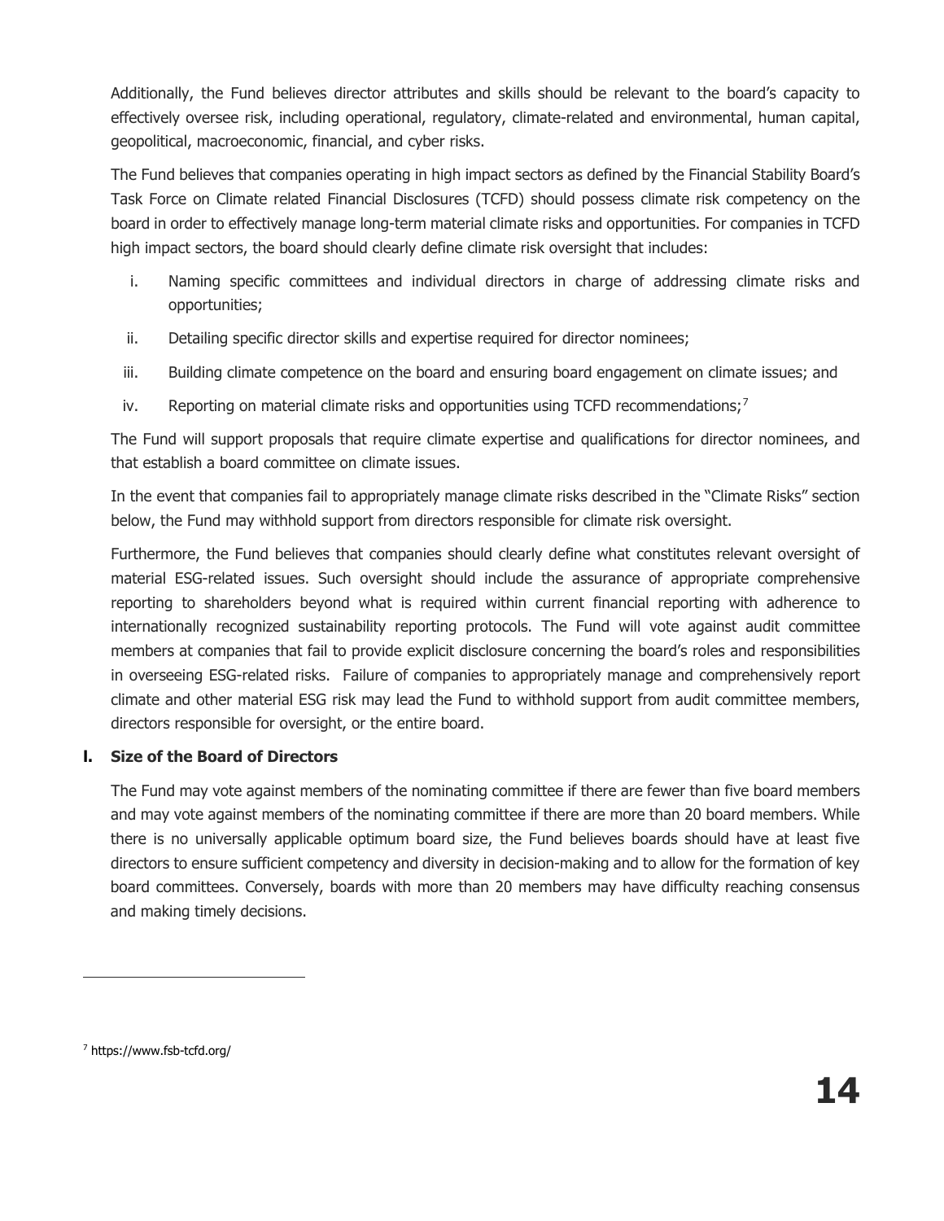Additionally, the Fund believes director attributes and skills should be relevant to the board's capacity to effectively oversee risk, including operational, regulatory, climate-related and environmental, human capital, geopolitical, macroeconomic, financial, and cyber risks.

The Fund believes that companies operating in high impact sectors as defined by the Financial Stability Board's Task Force on Climate related Financial Disclosures (TCFD) should possess climate risk competency on the board in order to effectively manage long-term material climate risks and opportunities. For companies in TCFD high impact sectors, the board should clearly define climate risk oversight that includes:

i. Naming specific committees and individual directors in charge of addressing climate risks and opportunities;

ii. Detailing specific director skills and expertise required for director nominees;

iii. Building climate competence on the board and ensuring board engagement on climate issues; and

iv. Reporting on material climate risks and opportunities using TCFD recommendations;[7]

The Fund will support proposals that require climate expertise and qualifications for director nominees, and that establish a board committee on climate issues.

In the event that companies fail to appropriately manage climate risks described in the "Climate Risks" section below, the Fund may withhold support from directors responsible for climate risk oversight.

Furthermore, the Fund believes that companies should clearly define what constitutes relevant oversight of material ESG-related issues. Such oversight should include the assurance of appropriate comprehensive reporting to shareholders beyond what is required within current financial reporting with adherence to internationally recognized sustainability reporting protocols. The Fund will vote against audit committee members at companies that fail to provide explicit disclosure concerning the board's roles and responsibilities in overseeing ESG-related risks. Failure of companies to appropriately manage and comprehensively report climate and other material ESG risk may lead the Fund to withhold support from audit committee members, directors responsible for oversight, or the entire board.

### I. Size of the Board of Directors

The Fund may vote against members of the nominating committee if there are fewer than five board members and may vote against members of the nominating committee if there are more than 20 board members. While there is no universally applicable optimum board size, the Fund believes boards should have at least five directors to ensure sufficient competency and diversity in decision-making and to allow for the formation of key board committees. Conversely, boards with more than 20 members may have difficulty reaching consensus and making timely decisions.

---

[7] https://www.fsb-tcfd.org/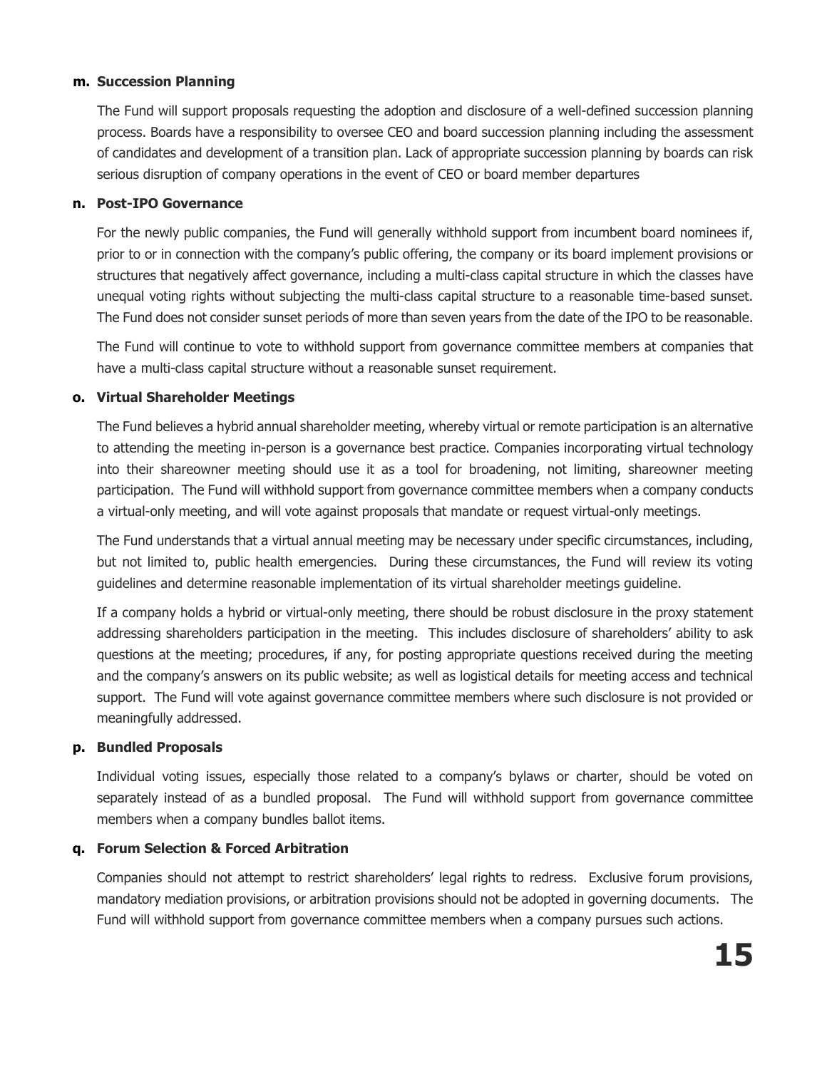**m. Succession Planning**

The Fund will support proposals requesting the adoption and disclosure of a well-defined succession planning process. Boards have a responsibility to oversee CEO and board succession planning including the assessment of candidates and development of a transition plan. Lack of appropriate succession planning by boards can risk serious disruption of company operations in the event of CEO or board member departures

**n. Post-IPO Governance**

For the newly public companies, the Fund will generally withhold support from incumbent board nominees if, prior to or in connection with the company's public offering, the company or its board implement provisions or structures that negatively affect governance, including a multi-class capital structure in which the classes have unequal voting rights without subjecting the multi-class capital structure to a reasonable time-based sunset. The Fund does not consider sunset periods of more than seven years from the date of the IPO to be reasonable.

The Fund will continue to vote to withhold support from governance committee members at companies that have a multi-class capital structure without a reasonable sunset requirement.

**o. Virtual Shareholder Meetings**

The Fund believes a hybrid annual shareholder meeting, whereby virtual or remote participation is an alternative to attending the meeting in-person is a governance best practice. Companies incorporating virtual technology into their shareowner meeting should use it as a tool for broadening, not limiting, shareowner meeting participation. The Fund will withhold support from governance committee members when a company conducts a virtual-only meeting, and will vote against proposals that mandate or request virtual-only meetings.

The Fund understands that a virtual annual meeting may be necessary under specific circumstances, including, but not limited to, public health emergencies. During these circumstances, the Fund will review its voting guidelines and determine reasonable implementation of its virtual shareholder meetings guideline.

If a company holds a hybrid or virtual-only meeting, there should be robust disclosure in the proxy statement addressing shareholders participation in the meeting. This includes disclosure of shareholders' ability to ask questions at the meeting; procedures, if any, for posting appropriate questions received during the meeting and the company's answers on its public website; as well as logistical details for meeting access and technical support. The Fund will vote against governance committee members where such disclosure is not provided or meaningfully addressed.

**p. Bundled Proposals**

Individual voting issues, especially those related to a company's bylaws or charter, should be voted on separately instead of as a bundled proposal. The Fund will withhold support from governance committee members when a company bundles ballot items.

**q. Forum Selection & Forced Arbitration**

Companies should not attempt to restrict shareholders' legal rights to redress. Exclusive forum provisions, mandatory mediation provisions, or arbitration provisions should not be adopted in governing documents. The Fund will withhold support from governance committee members when a company pursues such actions.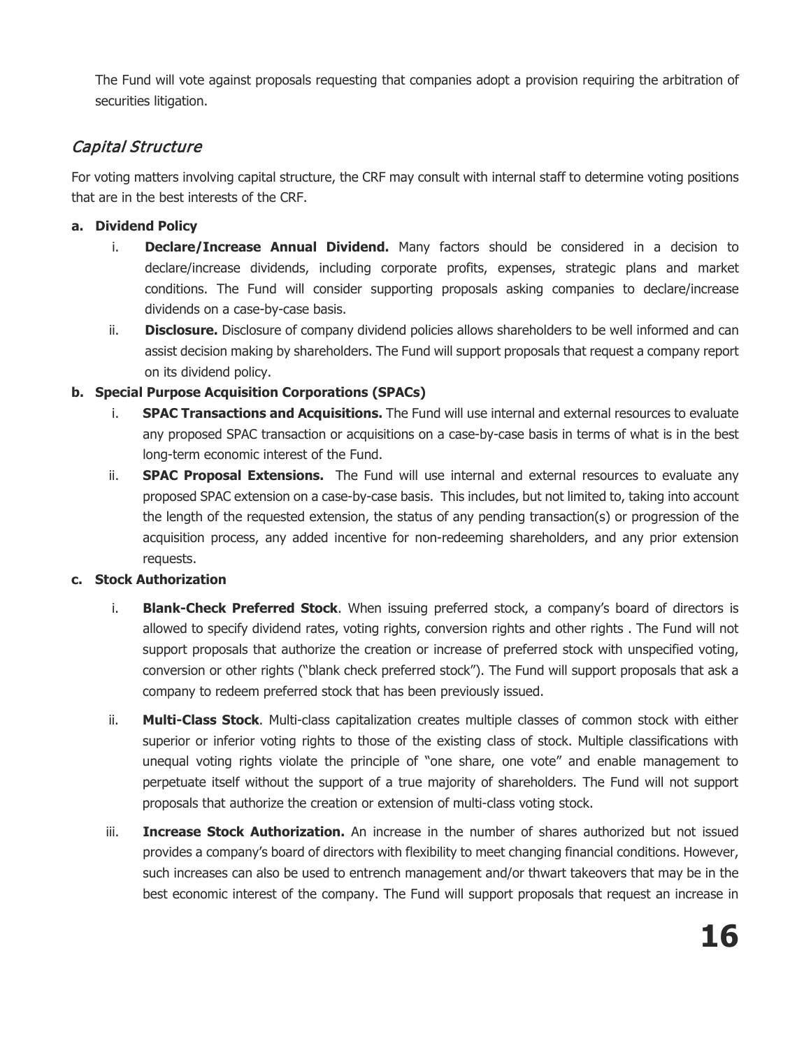The Fund will vote against proposals requesting that companies adopt a provision requiring the arbitration of securities litigation.

## *Capital Structure*

For voting matters involving capital structure, the CRF may consult with internal staff to determine voting positions that are in the best interests of the CRF.

**a. Dividend Policy**

i. **Declare/Increase Annual Dividend.** Many factors should be considered in a decision to declare/increase dividends, including corporate profits, expenses, strategic plans and market conditions. The Fund will consider supporting proposals asking companies to declare/increase dividends on a case-by-case basis.

ii. **Disclosure.** Disclosure of company dividend policies allows shareholders to be well informed and can assist decision making by shareholders. The Fund will support proposals that request a company report on its dividend policy.

**b. Special Purpose Acquisition Corporations (SPACs)**

i. **SPAC Transactions and Acquisitions.** The Fund will use internal and external resources to evaluate any proposed SPAC transaction or acquisitions on a case-by-case basis in terms of what is in the best long-term economic interest of the Fund.

ii. **SPAC Proposal Extensions.** The Fund will use internal and external resources to evaluate any proposed SPAC extension on a case-by-case basis. This includes, but not limited to, taking into account the length of the requested extension, the status of any pending transaction(s) or progression of the acquisition process, any added incentive for non-redeeming shareholders, and any prior extension requests.

**c. Stock Authorization**

i. **Blank-Check Preferred Stock**. When issuing preferred stock, a company's board of directors is allowed to specify dividend rates, voting rights, conversion rights and other rights . The Fund will not support proposals that authorize the creation or increase of preferred stock with unspecified voting, conversion or other rights ("blank check preferred stock"). The Fund will support proposals that ask a company to redeem preferred stock that has been previously issued.

ii. **Multi-Class Stock**. Multi-class capitalization creates multiple classes of common stock with either superior or inferior voting rights to those of the existing class of stock. Multiple classifications with unequal voting rights violate the principle of "one share, one vote" and enable management to perpetuate itself without the support of a true majority of shareholders. The Fund will not support proposals that authorize the creation or extension of multi-class voting stock.

iii. **Increase Stock Authorization.** An increase in the number of shares authorized but not issued provides a company's board of directors with flexibility to meet changing financial conditions. However, such increases can also be used to entrench management and/or thwart takeovers that may be in the best economic interest of the company. The Fund will support proposals that request an increase in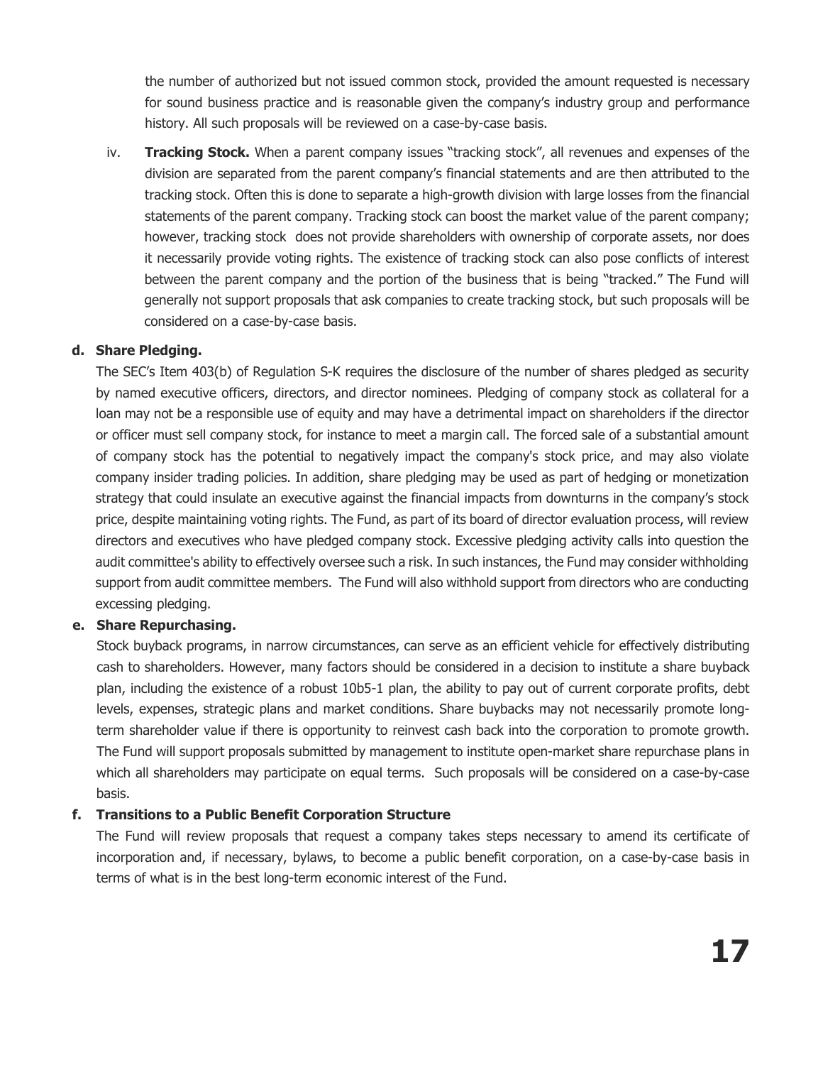the number of authorized but not issued common stock, provided the amount requested is necessary for sound business practice and is reasonable given the company's industry group and performance history. All such proposals will be reviewed on a case-by-case basis.

iv. **Tracking Stock.** When a parent company issues "tracking stock", all revenues and expenses of the division are separated from the parent company's financial statements and are then attributed to the tracking stock. Often this is done to separate a high-growth division with large losses from the financial statements of the parent company. Tracking stock can boost the market value of the parent company; however, tracking stock does not provide shareholders with ownership of corporate assets, nor does it necessarily provide voting rights. The existence of tracking stock can also pose conflicts of interest between the parent company and the portion of the business that is being "tracked." The Fund will generally not support proposals that ask companies to create tracking stock, but such proposals will be considered on a case-by-case basis.

**d. Share Pledging.**

The SEC's Item 403(b) of Regulation S-K requires the disclosure of the number of shares pledged as security by named executive officers, directors, and director nominees. Pledging of company stock as collateral for a loan may not be a responsible use of equity and may have a detrimental impact on shareholders if the director or officer must sell company stock, for instance to meet a margin call. The forced sale of a substantial amount of company stock has the potential to negatively impact the company's stock price, and may also violate company insider trading policies. In addition, share pledging may be used as part of hedging or monetization strategy that could insulate an executive against the financial impacts from downturns in the company's stock price, despite maintaining voting rights. The Fund, as part of its board of director evaluation process, will review directors and executives who have pledged company stock. Excessive pledging activity calls into question the audit committee's ability to effectively oversee such a risk. In such instances, the Fund may consider withholding support from audit committee members. The Fund will also withhold support from directors who are conducting excessing pledging.

**e. Share Repurchasing.**

Stock buyback programs, in narrow circumstances, can serve as an efficient vehicle for effectively distributing cash to shareholders. However, many factors should be considered in a decision to institute a share buyback plan, including the existence of a robust 10b5-1 plan, the ability to pay out of current corporate profits, debt levels, expenses, strategic plans and market conditions. Share buybacks may not necessarily promote long-term shareholder value if there is opportunity to reinvest cash back into the corporation to promote growth. The Fund will support proposals submitted by management to institute open-market share repurchase plans in which all shareholders may participate on equal terms. Such proposals will be considered on a case-by-case basis.

**f. Transitions to a Public Benefit Corporation Structure**

The Fund will review proposals that request a company takes steps necessary to amend its certificate of incorporation and, if necessary, bylaws, to become a public benefit corporation, on a case-by-case basis in terms of what is in the best long-term economic interest of the Fund.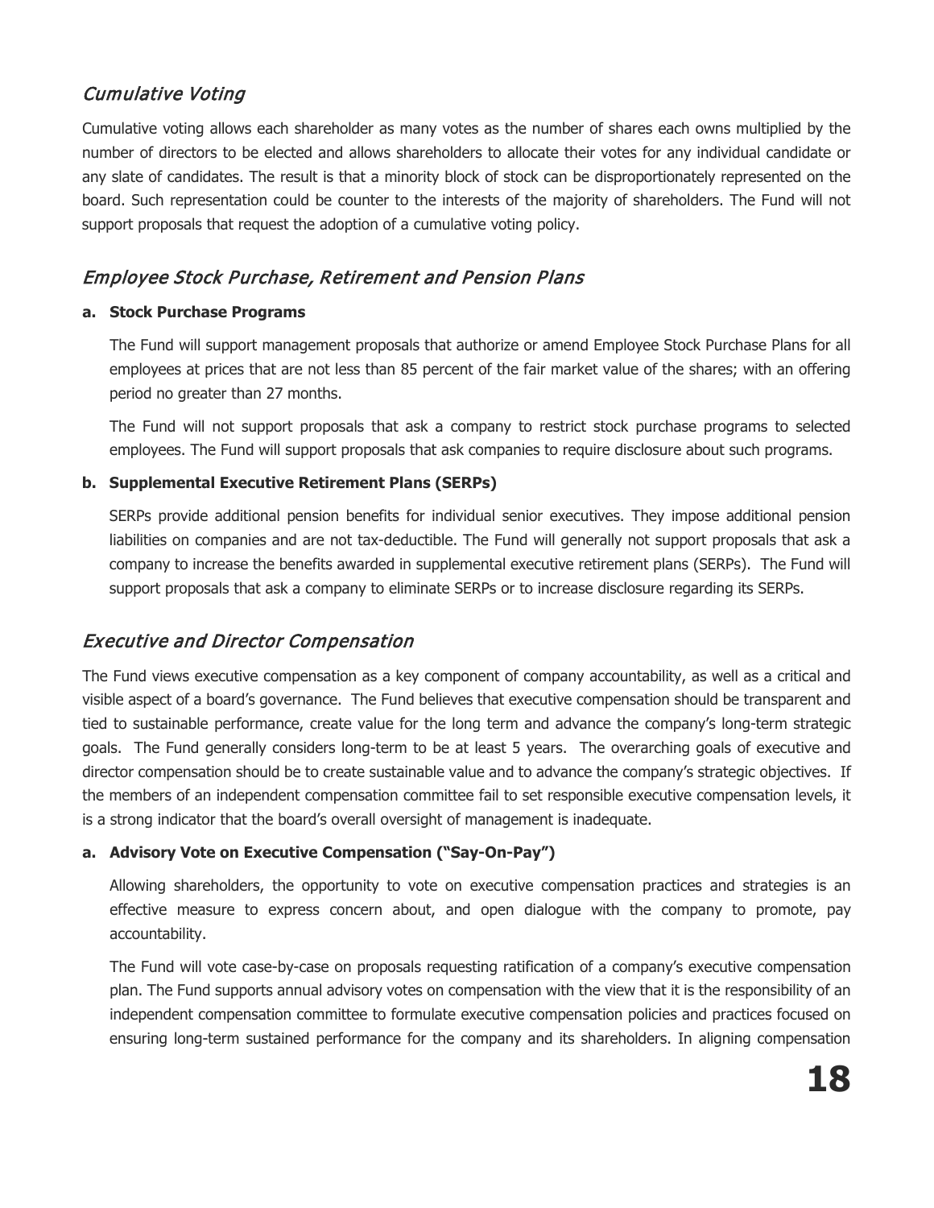## *Cumulative Voting*

Cumulative voting allows each shareholder as many votes as the number of shares each owns multiplied by the number of directors to be elected and allows shareholders to allocate their votes for any individual candidate or any slate of candidates. The result is that a minority block of stock can be disproportionately represented on the board. Such representation could be counter to the interests of the majority of shareholders. The Fund will not support proposals that request the adoption of a cumulative voting policy.

## *Employee Stock Purchase, Retirement and Pension Plans*

**a. Stock Purchase Programs**

The Fund will support management proposals that authorize or amend Employee Stock Purchase Plans for all employees at prices that are not less than 85 percent of the fair market value of the shares; with an offering period no greater than 27 months.

The Fund will not support proposals that ask a company to restrict stock purchase programs to selected employees. The Fund will support proposals that ask companies to require disclosure about such programs.

**b. Supplemental Executive Retirement Plans (SERPs)**

SERPs provide additional pension benefits for individual senior executives. They impose additional pension liabilities on companies and are not tax-deductible. The Fund will generally not support proposals that ask a company to increase the benefits awarded in supplemental executive retirement plans (SERPs). The Fund will support proposals that ask a company to eliminate SERPs or to increase disclosure regarding its SERPs.

## *Executive and Director Compensation*

The Fund views executive compensation as a key component of company accountability, as well as a critical and visible aspect of a board's governance. The Fund believes that executive compensation should be transparent and tied to sustainable performance, create value for the long term and advance the company's long-term strategic goals. The Fund generally considers long-term to be at least 5 years. The overarching goals of executive and director compensation should be to create sustainable value and to advance the company's strategic objectives. If the members of an independent compensation committee fail to set responsible executive compensation levels, it is a strong indicator that the board's overall oversight of management is inadequate.

**a. Advisory Vote on Executive Compensation ("Say-On-Pay")**

Allowing shareholders, the opportunity to vote on executive compensation practices and strategies is an effective measure to express concern about, and open dialogue with the company to promote, pay accountability.

The Fund will vote case-by-case on proposals requesting ratification of a company's executive compensation plan. The Fund supports annual advisory votes on compensation with the view that it is the responsibility of an independent compensation committee to formulate executive compensation policies and practices focused on ensuring long-term sustained performance for the company and its shareholders. In aligning compensation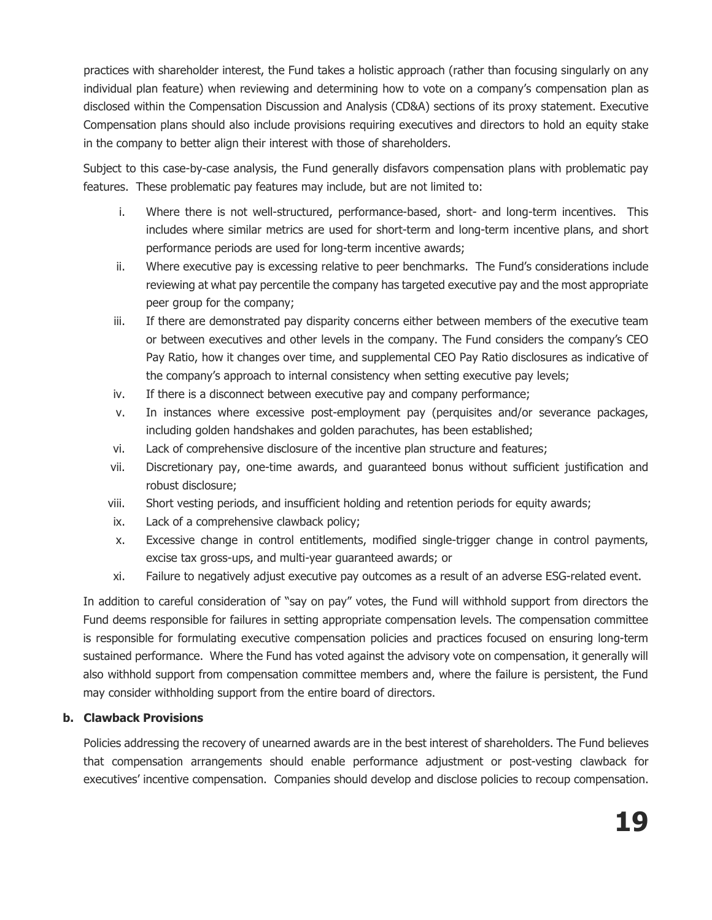practices with shareholder interest, the Fund takes a holistic approach (rather than focusing singularly on any individual plan feature) when reviewing and determining how to vote on a company's compensation plan as disclosed within the Compensation Discussion and Analysis (CD&A) sections of its proxy statement. Executive Compensation plans should also include provisions requiring executives and directors to hold an equity stake in the company to better align their interest with those of shareholders.

Subject to this case-by-case analysis, the Fund generally disfavors compensation plans with problematic pay features. These problematic pay features may include, but are not limited to:

i. Where there is not well-structured, performance-based, short- and long-term incentives. This includes where similar metrics are used for short-term and long-term incentive plans, and short performance periods are used for long-term incentive awards;
ii. Where executive pay is excessing relative to peer benchmarks. The Fund's considerations include reviewing at what pay percentile the company has targeted executive pay and the most appropriate peer group for the company;
iii. If there are demonstrated pay disparity concerns either between members of the executive team or between executives and other levels in the company. The Fund considers the company's CEO Pay Ratio, how it changes over time, and supplemental CEO Pay Ratio disclosures as indicative of the company's approach to internal consistency when setting executive pay levels;
iv. If there is a disconnect between executive pay and company performance;
v. In instances where excessive post-employment pay (perquisites and/or severance packages, including golden handshakes and golden parachutes, has been established;
vi. Lack of comprehensive disclosure of the incentive plan structure and features;
vii. Discretionary pay, one-time awards, and guaranteed bonus without sufficient justification and robust disclosure;
viii. Short vesting periods, and insufficient holding and retention periods for equity awards;
ix. Lack of a comprehensive clawback policy;
x. Excessive change in control entitlements, modified single-trigger change in control payments, excise tax gross-ups, and multi-year guaranteed awards; or
xi. Failure to negatively adjust executive pay outcomes as a result of an adverse ESG-related event.

In addition to careful consideration of "say on pay" votes, the Fund will withhold support from directors the Fund deems responsible for failures in setting appropriate compensation levels. The compensation committee is responsible for formulating executive compensation policies and practices focused on ensuring long-term sustained performance. Where the Fund has voted against the advisory vote on compensation, it generally will also withhold support from compensation committee members and, where the failure is persistent, the Fund may consider withholding support from the entire board of directors.

**b. Clawback Provisions**

Policies addressing the recovery of unearned awards are in the best interest of shareholders. The Fund believes that compensation arrangements should enable performance adjustment or post-vesting clawback for executives' incentive compensation. Companies should develop and disclose policies to recoup compensation.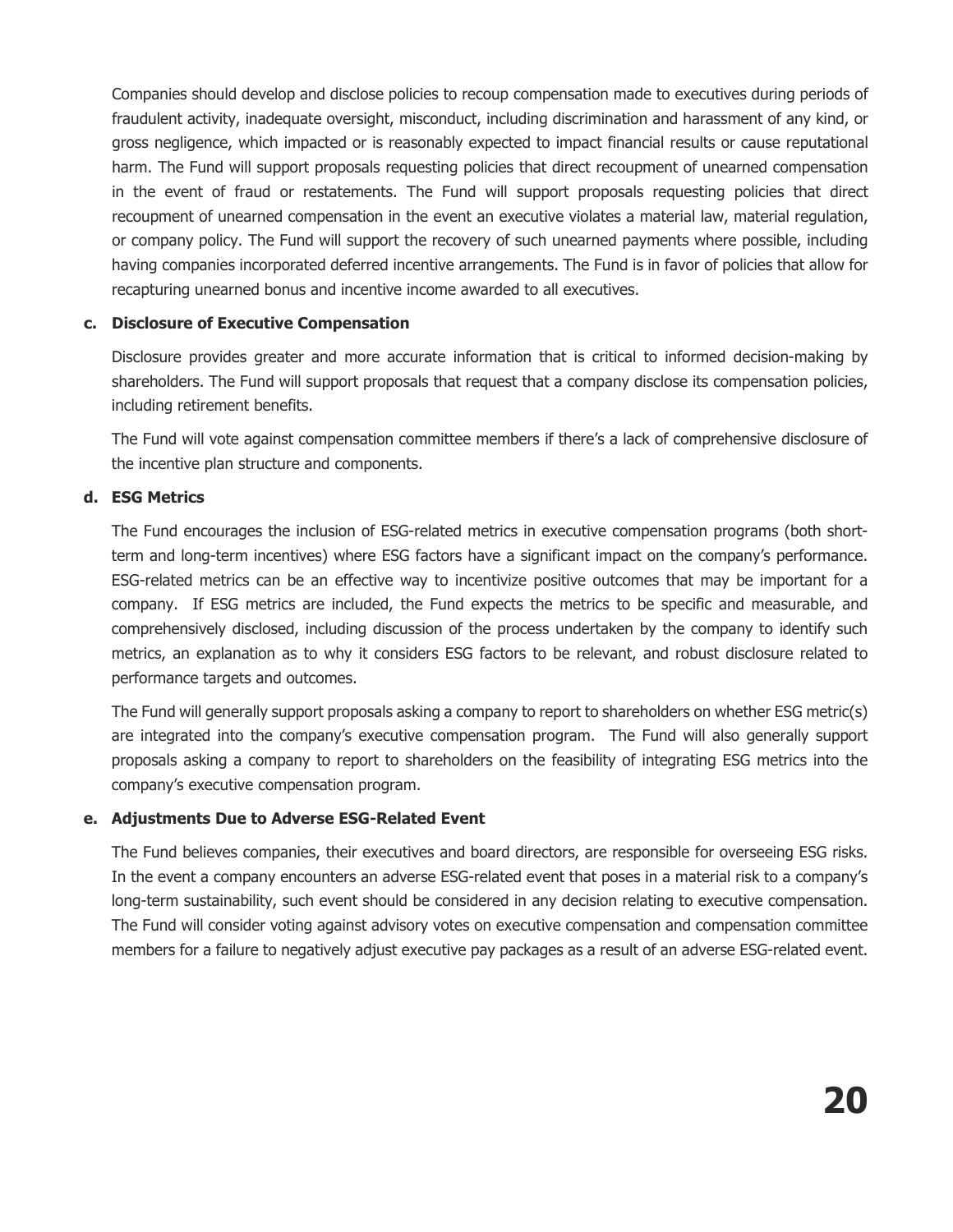Companies should develop and disclose policies to recoup compensation made to executives during periods of fraudulent activity, inadequate oversight, misconduct, including discrimination and harassment of any kind, or gross negligence, which impacted or is reasonably expected to impact financial results or cause reputational harm. The Fund will support proposals requesting policies that direct recoupment of unearned compensation in the event of fraud or restatements. The Fund will support proposals requesting policies that direct recoupment of unearned compensation in the event an executive violates a material law, material regulation, or company policy. The Fund will support the recovery of such unearned payments where possible, including having companies incorporated deferred incentive arrangements. The Fund is in favor of policies that allow for recapturing unearned bonus and incentive income awarded to all executives.

**c. Disclosure of Executive Compensation**

Disclosure provides greater and more accurate information that is critical to informed decision-making by shareholders. The Fund will support proposals that request that a company disclose its compensation policies, including retirement benefits.

The Fund will vote against compensation committee members if there's a lack of comprehensive disclosure of the incentive plan structure and components.

**d. ESG Metrics**

The Fund encourages the inclusion of ESG-related metrics in executive compensation programs (both short-term and long-term incentives) where ESG factors have a significant impact on the company's performance. ESG-related metrics can be an effective way to incentivize positive outcomes that may be important for a company. If ESG metrics are included, the Fund expects the metrics to be specific and measurable, and comprehensively disclosed, including discussion of the process undertaken by the company to identify such metrics, an explanation as to why it considers ESG factors to be relevant, and robust disclosure related to performance targets and outcomes.

The Fund will generally support proposals asking a company to report to shareholders on whether ESG metric(s) are integrated into the company's executive compensation program. The Fund will also generally support proposals asking a company to report to shareholders on the feasibility of integrating ESG metrics into the company's executive compensation program.

**e. Adjustments Due to Adverse ESG-Related Event**

The Fund believes companies, their executives and board directors, are responsible for overseeing ESG risks. In the event a company encounters an adverse ESG-related event that poses in a material risk to a company's long-term sustainability, such event should be considered in any decision relating to executive compensation. The Fund will consider voting against advisory votes on executive compensation and compensation committee members for a failure to negatively adjust executive pay packages as a result of an adverse ESG-related event.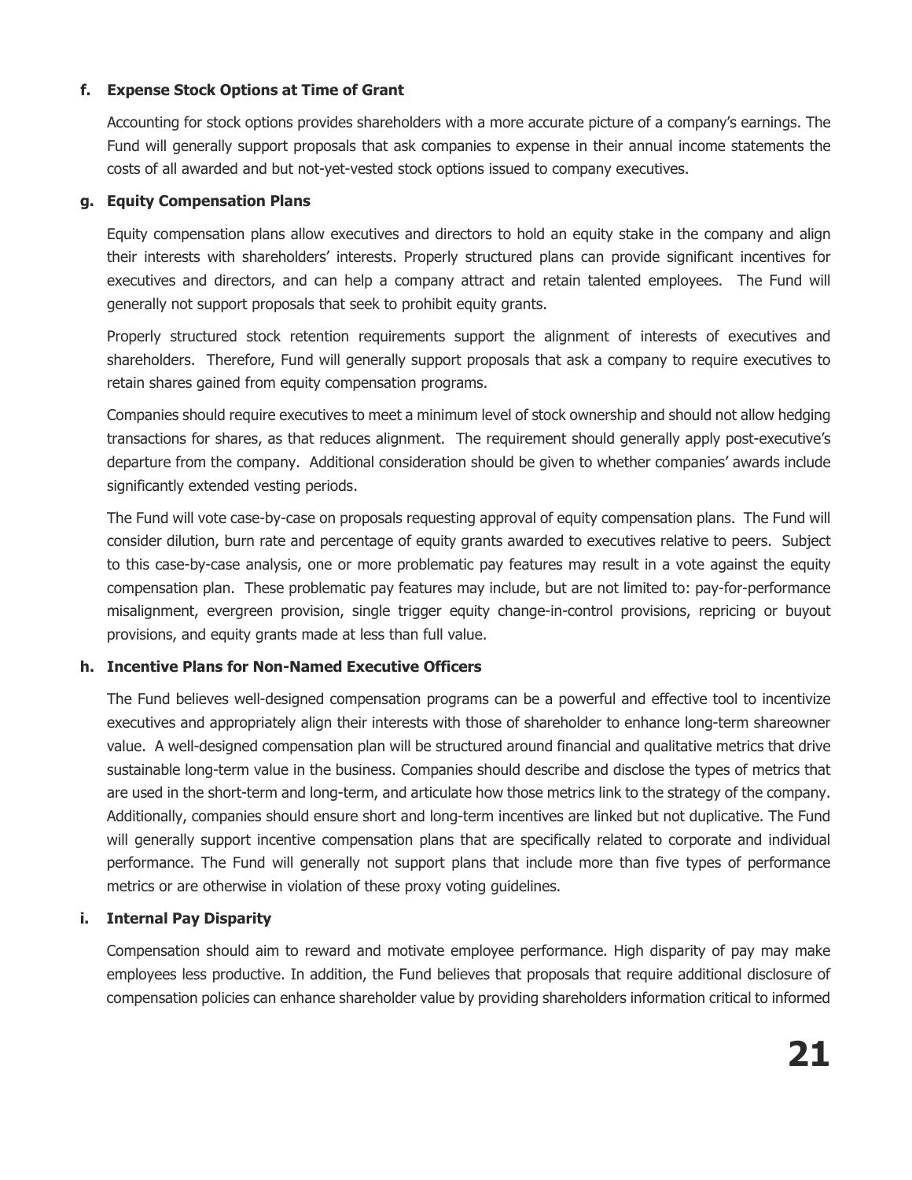#### f. Expense Stock Options at Time of Grant

Accounting for stock options provides shareholders with a more accurate picture of a company's earnings. The Fund will generally support proposals that ask companies to expense in their annual income statements the costs of all awarded and but not-yet-vested stock options issued to company executives.

#### g. Equity Compensation Plans

Equity compensation plans allow executives and directors to hold an equity stake in the company and align their interests with shareholders' interests. Properly structured plans can provide significant incentives for executives and directors, and can help a company attract and retain talented employees. The Fund will generally not support proposals that seek to prohibit equity grants.

Properly structured stock retention requirements support the alignment of interests of executives and shareholders. Therefore, Fund will generally support proposals that ask a company to require executives to retain shares gained from equity compensation programs.

Companies should require executives to meet a minimum level of stock ownership and should not allow hedging transactions for shares, as that reduces alignment. The requirement should generally apply post-executive's departure from the company. Additional consideration should be given to whether companies' awards include significantly extended vesting periods.

The Fund will vote case-by-case on proposals requesting approval of equity compensation plans. The Fund will consider dilution, burn rate and percentage of equity grants awarded to executives relative to peers. Subject to this case-by-case analysis, one or more problematic pay features may result in a vote against the equity compensation plan. These problematic pay features may include, but are not limited to: pay-for-performance misalignment, evergreen provision, single trigger equity change-in-control provisions, repricing or buyout provisions, and equity grants made at less than full value.

#### h. Incentive Plans for Non-Named Executive Officers

The Fund believes well-designed compensation programs can be a powerful and effective tool to incentivize executives and appropriately align their interests with those of shareholder to enhance long-term shareowner value. A well-designed compensation plan will be structured around financial and qualitative metrics that drive sustainable long-term value in the business. Companies should describe and disclose the types of metrics that are used in the short-term and long-term, and articulate how those metrics link to the strategy of the company. Additionally, companies should ensure short and long-term incentives are linked but not duplicative. The Fund will generally support incentive compensation plans that are specifically related to corporate and individual performance. The Fund will generally not support plans that include more than five types of performance metrics or are otherwise in violation of these proxy voting guidelines.

#### i. Internal Pay Disparity

Compensation should aim to reward and motivate employee performance. High disparity of pay may make employees less productive. In addition, the Fund believes that proposals that require additional disclosure of compensation policies can enhance shareholder value by providing shareholders information critical to informed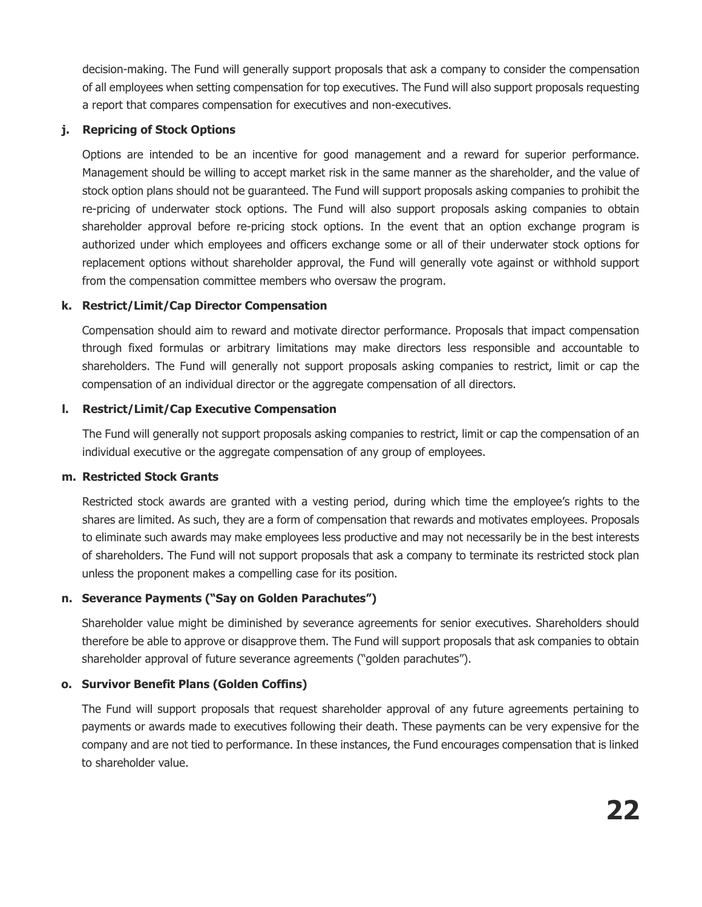decision-making. The Fund will generally support proposals that ask a company to consider the compensation of all employees when setting compensation for top executives. The Fund will also support proposals requesting a report that compares compensation for executives and non-executives.

**j. Repricing of Stock Options**

Options are intended to be an incentive for good management and a reward for superior performance. Management should be willing to accept market risk in the same manner as the shareholder, and the value of stock option plans should not be guaranteed. The Fund will support proposals asking companies to prohibit the re-pricing of underwater stock options. The Fund will also support proposals asking companies to obtain shareholder approval before re-pricing stock options. In the event that an option exchange program is authorized under which employees and officers exchange some or all of their underwater stock options for replacement options without shareholder approval, the Fund will generally vote against or withhold support from the compensation committee members who oversaw the program.

**k. Restrict/Limit/Cap Director Compensation**

Compensation should aim to reward and motivate director performance. Proposals that impact compensation through fixed formulas or arbitrary limitations may make directors less responsible and accountable to shareholders. The Fund will generally not support proposals asking companies to restrict, limit or cap the compensation of an individual director or the aggregate compensation of all directors.

**l. Restrict/Limit/Cap Executive Compensation**

The Fund will generally not support proposals asking companies to restrict, limit or cap the compensation of an individual executive or the aggregate compensation of any group of employees.

**m. Restricted Stock Grants**

Restricted stock awards are granted with a vesting period, during which time the employee's rights to the shares are limited. As such, they are a form of compensation that rewards and motivates employees. Proposals to eliminate such awards may make employees less productive and may not necessarily be in the best interests of shareholders. The Fund will not support proposals that ask a company to terminate its restricted stock plan unless the proponent makes a compelling case for its position.

**n. Severance Payments ("Say on Golden Parachutes")**

Shareholder value might be diminished by severance agreements for senior executives. Shareholders should therefore be able to approve or disapprove them. The Fund will support proposals that ask companies to obtain shareholder approval of future severance agreements ("golden parachutes").

**o. Survivor Benefit Plans (Golden Coffins)**

The Fund will support proposals that request shareholder approval of any future agreements pertaining to payments or awards made to executives following their death. These payments can be very expensive for the company and are not tied to performance. In these instances, the Fund encourages compensation that is linked to shareholder value.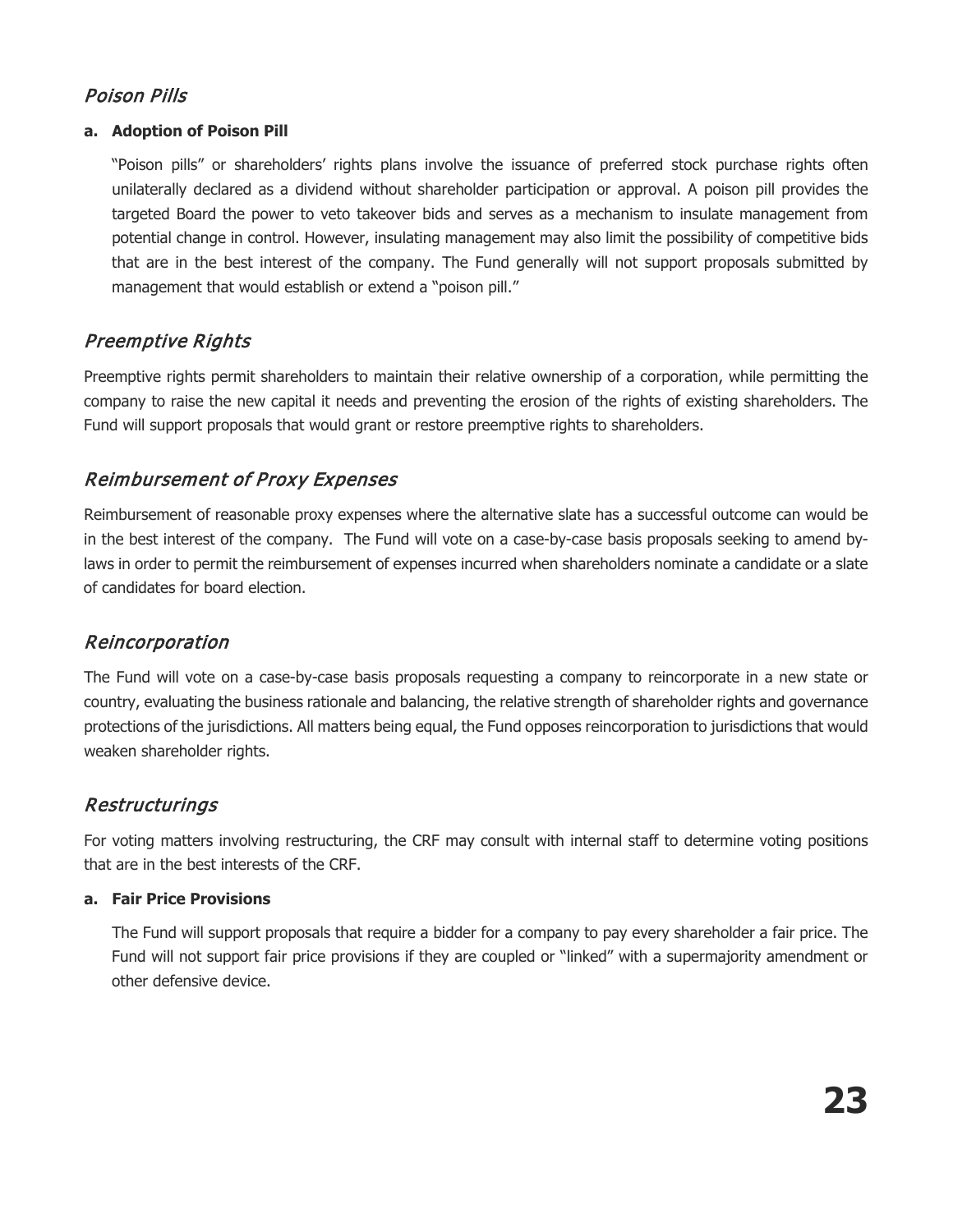## *Poison Pills*

**a. Adoption of Poison Pill**

"Poison pills" or shareholders' rights plans involve the issuance of preferred stock purchase rights often unilaterally declared as a dividend without shareholder participation or approval. A poison pill provides the targeted Board the power to veto takeover bids and serves as a mechanism to insulate management from potential change in control. However, insulating management may also limit the possibility of competitive bids that are in the best interest of the company. The Fund generally will not support proposals submitted by management that would establish or extend a "poison pill."

## *Preemptive Rights*

Preemptive rights permit shareholders to maintain their relative ownership of a corporation, while permitting the company to raise the new capital it needs and preventing the erosion of the rights of existing shareholders. The Fund will support proposals that would grant or restore preemptive rights to shareholders.

## *Reimbursement of Proxy Expenses*

Reimbursement of reasonable proxy expenses where the alternative slate has a successful outcome can would be in the best interest of the company. The Fund will vote on a case-by-case basis proposals seeking to amend by-laws in order to permit the reimbursement of expenses incurred when shareholders nominate a candidate or a slate of candidates for board election.

## *Reincorporation*

The Fund will vote on a case-by-case basis proposals requesting a company to reincorporate in a new state or country, evaluating the business rationale and balancing, the relative strength of shareholder rights and governance protections of the jurisdictions. All matters being equal, the Fund opposes reincorporation to jurisdictions that would weaken shareholder rights.

## *Restructurings*

For voting matters involving restructuring, the CRF may consult with internal staff to determine voting positions that are in the best interests of the CRF.

**a. Fair Price Provisions**

The Fund will support proposals that require a bidder for a company to pay every shareholder a fair price. The Fund will not support fair price provisions if they are coupled or "linked" with a supermajority amendment or other defensive device.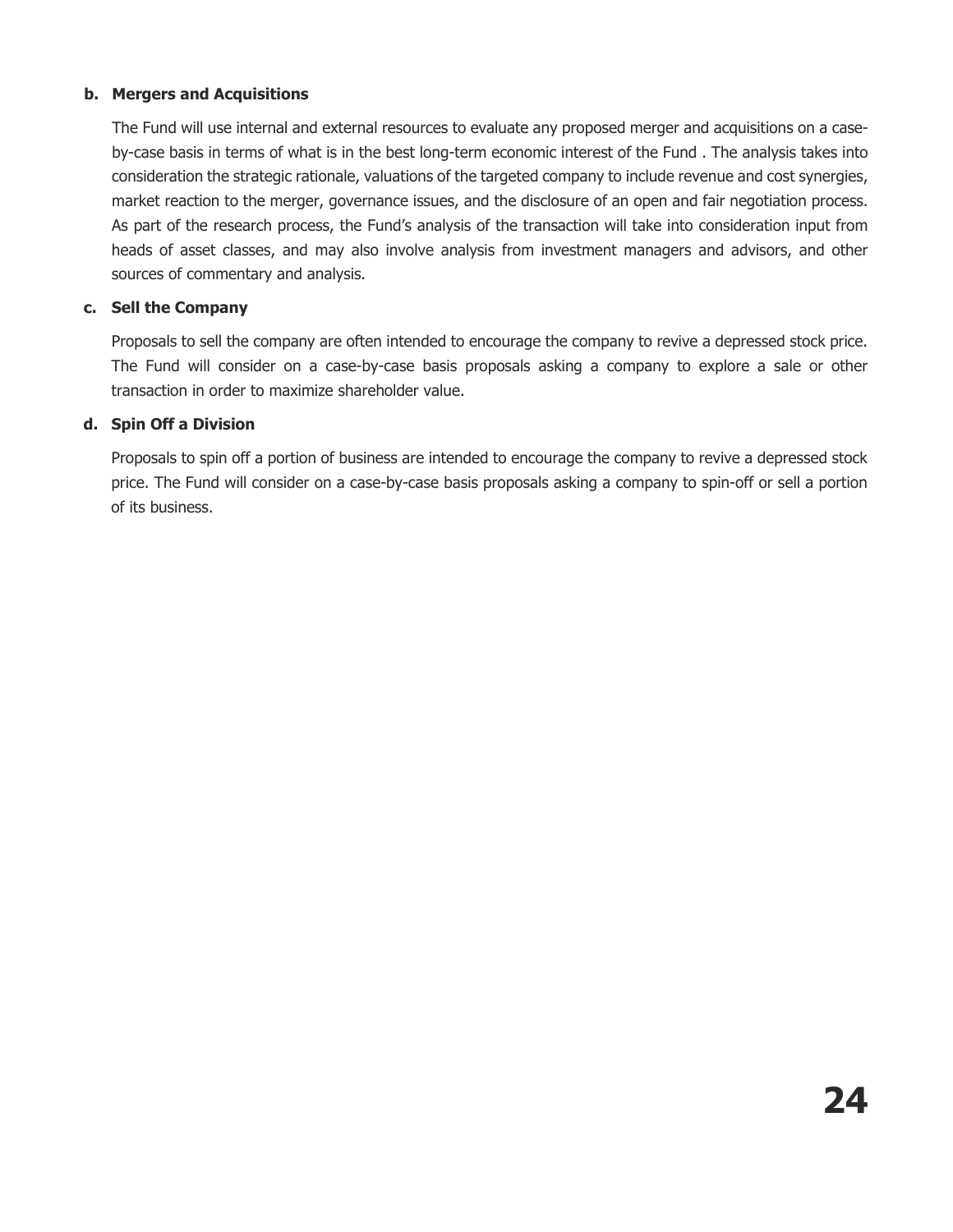**b. Mergers and Acquisitions**

The Fund will use internal and external resources to evaluate any proposed merger and acquisitions on a case-by-case basis in terms of what is in the best long-term economic interest of the Fund . The analysis takes into consideration the strategic rationale, valuations of the targeted company to include revenue and cost synergies, market reaction to the merger, governance issues, and the disclosure of an open and fair negotiation process. As part of the research process, the Fund's analysis of the transaction will take into consideration input from heads of asset classes, and may also involve analysis from investment managers and advisors, and other sources of commentary and analysis.

**c. Sell the Company**

Proposals to sell the company are often intended to encourage the company to revive a depressed stock price. The Fund will consider on a case-by-case basis proposals asking a company to explore a sale or other transaction in order to maximize shareholder value.

**d. Spin Off a Division**

Proposals to spin off a portion of business are intended to encourage the company to revive a depressed stock price. The Fund will consider on a case-by-case basis proposals asking a company to spin-off or sell a portion of its business.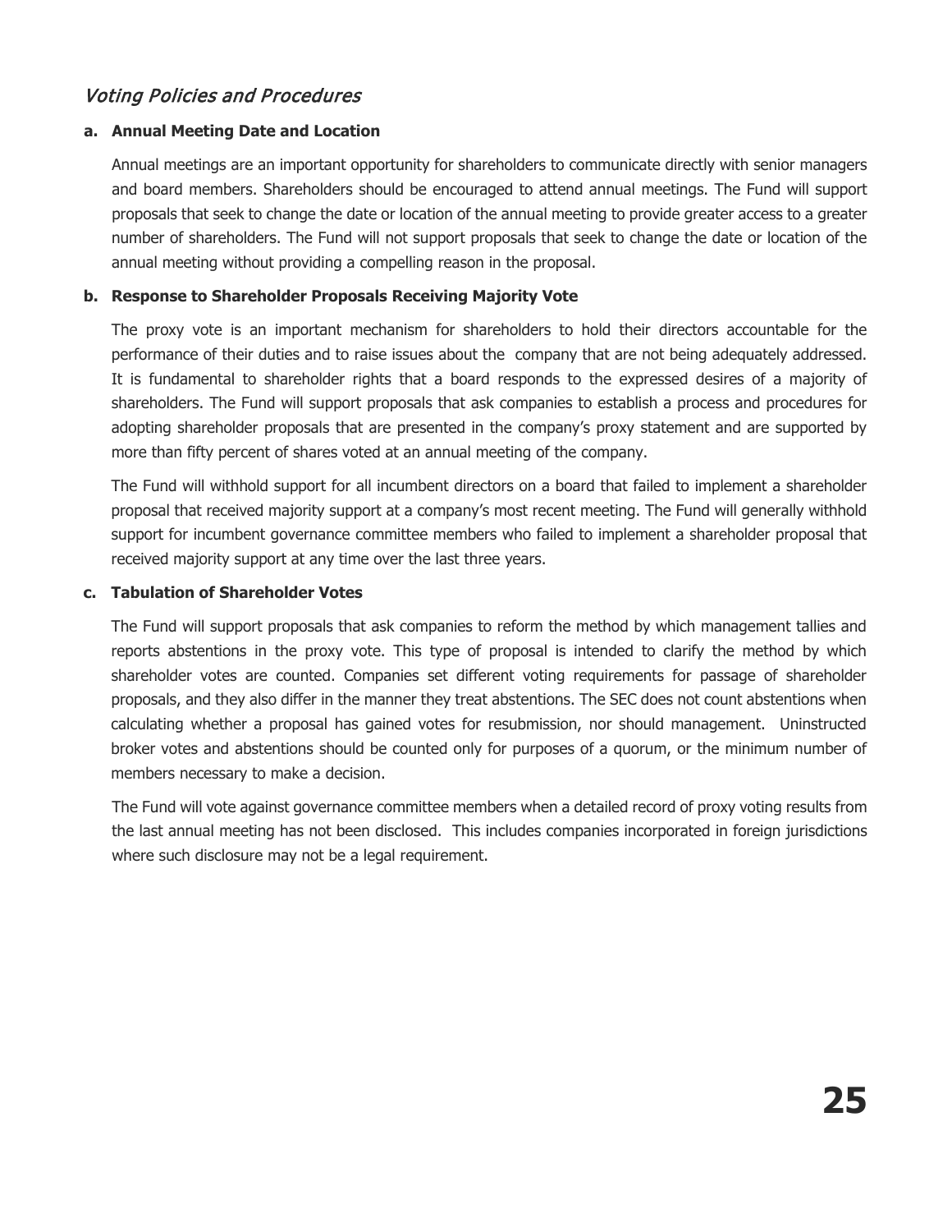## *Voting Policies and Procedures*

**a. Annual Meeting Date and Location**

Annual meetings are an important opportunity for shareholders to communicate directly with senior managers and board members. Shareholders should be encouraged to attend annual meetings. The Fund will support proposals that seek to change the date or location of the annual meeting to provide greater access to a greater number of shareholders. The Fund will not support proposals that seek to change the date or location of the annual meeting without providing a compelling reason in the proposal.

**b. Response to Shareholder Proposals Receiving Majority Vote**

The proxy vote is an important mechanism for shareholders to hold their directors accountable for the performance of their duties and to raise issues about the company that are not being adequately addressed. It is fundamental to shareholder rights that a board responds to the expressed desires of a majority of shareholders. The Fund will support proposals that ask companies to establish a process and procedures for adopting shareholder proposals that are presented in the company's proxy statement and are supported by more than fifty percent of shares voted at an annual meeting of the company.

The Fund will withhold support for all incumbent directors on a board that failed to implement a shareholder proposal that received majority support at a company's most recent meeting. The Fund will generally withhold support for incumbent governance committee members who failed to implement a shareholder proposal that received majority support at any time over the last three years.

**c. Tabulation of Shareholder Votes**

The Fund will support proposals that ask companies to reform the method by which management tallies and reports abstentions in the proxy vote. This type of proposal is intended to clarify the method by which shareholder votes are counted. Companies set different voting requirements for passage of shareholder proposals, and they also differ in the manner they treat abstentions. The SEC does not count abstentions when calculating whether a proposal has gained votes for resubmission, nor should management. Uninstructed broker votes and abstentions should be counted only for purposes of a quorum, or the minimum number of members necessary to make a decision.

The Fund will vote against governance committee members when a detailed record of proxy voting results from the last annual meeting has not been disclosed. This includes companies incorporated in foreign jurisdictions where such disclosure may not be a legal requirement.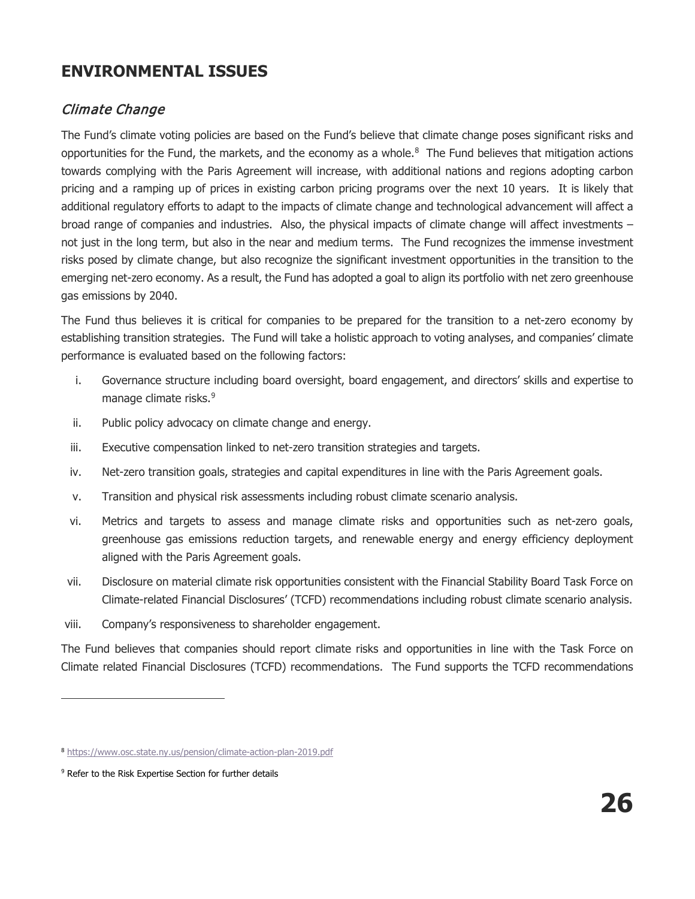## ENVIRONMENTAL ISSUES

### *Climate Change*

The Fund's climate voting policies are based on the Fund's believe that climate change poses significant risks and opportunities for the Fund, the markets, and the economy as a whole.[8] The Fund believes that mitigation actions towards complying with the Paris Agreement will increase, with additional nations and regions adopting carbon pricing and a ramping up of prices in existing carbon pricing programs over the next 10 years. It is likely that additional regulatory efforts to adapt to the impacts of climate change and technological advancement will affect a broad range of companies and industries. Also, the physical impacts of climate change will affect investments – not just in the long term, but also in the near and medium terms. The Fund recognizes the immense investment risks posed by climate change, but also recognize the significant investment opportunities in the transition to the emerging net-zero economy. As a result, the Fund has adopted a goal to align its portfolio with net zero greenhouse gas emissions by 2040.

The Fund thus believes it is critical for companies to be prepared for the transition to a net-zero economy by establishing transition strategies. The Fund will take a holistic approach to voting analyses, and companies' climate performance is evaluated based on the following factors:

i. Governance structure including board oversight, board engagement, and directors' skills and expertise to manage climate risks.[9]

ii. Public policy advocacy on climate change and energy.

iii. Executive compensation linked to net-zero transition strategies and targets.

iv. Net-zero transition goals, strategies and capital expenditures in line with the Paris Agreement goals.

v. Transition and physical risk assessments including robust climate scenario analysis.

vi. Metrics and targets to assess and manage climate risks and opportunities such as net-zero goals, greenhouse gas emissions reduction targets, and renewable energy and energy efficiency deployment aligned with the Paris Agreement goals.

vii. Disclosure on material climate risk opportunities consistent with the Financial Stability Board Task Force on Climate-related Financial Disclosures' (TCFD) recommendations including robust climate scenario analysis.

viii. Company's responsiveness to shareholder engagement.

The Fund believes that companies should report climate risks and opportunities in line with the Task Force on Climate related Financial Disclosures (TCFD) recommendations. The Fund supports the TCFD recommendations

[8] https://www.osc.state.ny.us/pension/climate-action-plan-2019.pdf

[9] Refer to the Risk Expertise Section for further details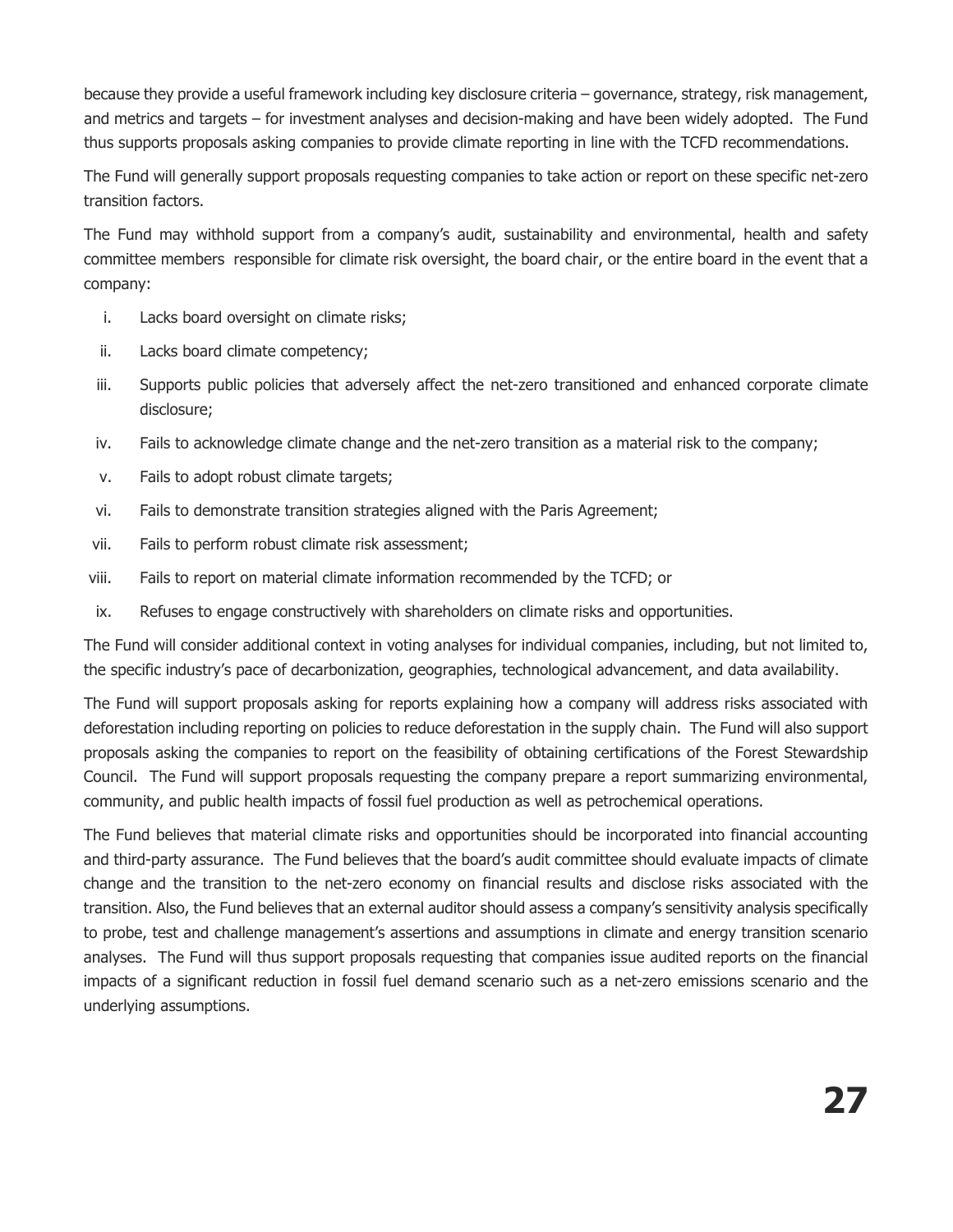because they provide a useful framework including key disclosure criteria – governance, strategy, risk management, and metrics and targets – for investment analyses and decision-making and have been widely adopted. The Fund thus supports proposals asking companies to provide climate reporting in line with the TCFD recommendations.

The Fund will generally support proposals requesting companies to take action or report on these specific net-zero transition factors.

The Fund may withhold support from a company's audit, sustainability and environmental, health and safety committee members responsible for climate risk oversight, the board chair, or the entire board in the event that a company:

i. Lacks board oversight on climate risks;
ii. Lacks board climate competency;
iii. Supports public policies that adversely affect the net-zero transitioned and enhanced corporate climate disclosure;
iv. Fails to acknowledge climate change and the net-zero transition as a material risk to the company;
v. Fails to adopt robust climate targets;
vi. Fails to demonstrate transition strategies aligned with the Paris Agreement;
vii. Fails to perform robust climate risk assessment;
viii. Fails to report on material climate information recommended by the TCFD; or
ix. Refuses to engage constructively with shareholders on climate risks and opportunities.

The Fund will consider additional context in voting analyses for individual companies, including, but not limited to, the specific industry's pace of decarbonization, geographies, technological advancement, and data availability.

The Fund will support proposals asking for reports explaining how a company will address risks associated with deforestation including reporting on policies to reduce deforestation in the supply chain. The Fund will also support proposals asking the companies to report on the feasibility of obtaining certifications of the Forest Stewardship Council. The Fund will support proposals requesting the company prepare a report summarizing environmental, community, and public health impacts of fossil fuel production as well as petrochemical operations.

The Fund believes that material climate risks and opportunities should be incorporated into financial accounting and third-party assurance. The Fund believes that the board's audit committee should evaluate impacts of climate change and the transition to the net-zero economy on financial results and disclose risks associated with the transition. Also, the Fund believes that an external auditor should assess a company's sensitivity analysis specifically to probe, test and challenge management's assertions and assumptions in climate and energy transition scenario analyses. The Fund will thus support proposals requesting that companies issue audited reports on the financial impacts of a significant reduction in fossil fuel demand scenario such as a net-zero emissions scenario and the underlying assumptions.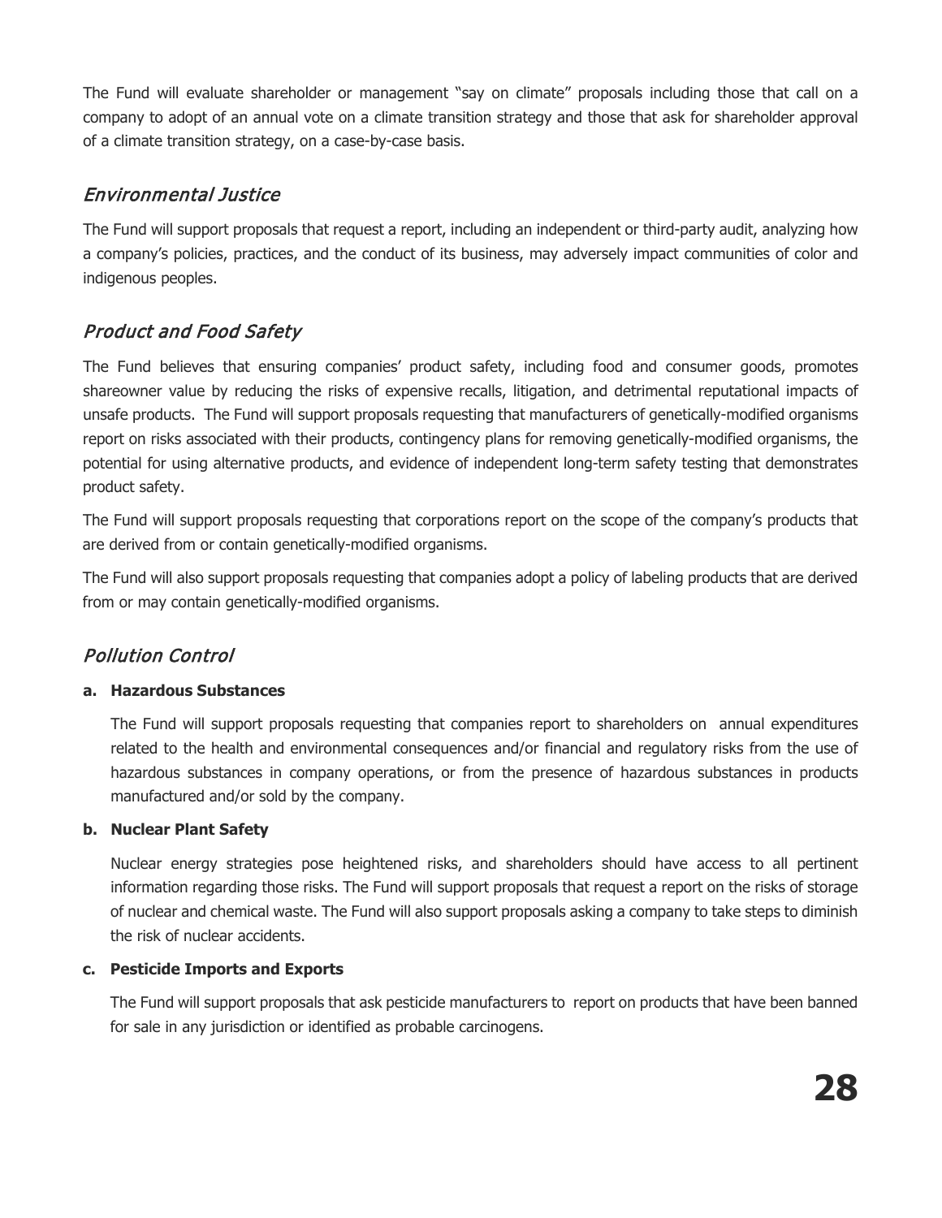The Fund will evaluate shareholder or management "say on climate" proposals including those that call on a company to adopt of an annual vote on a climate transition strategy and those that ask for shareholder approval of a climate transition strategy, on a case-by-case basis.

### *Environmental Justice*

The Fund will support proposals that request a report, including an independent or third-party audit, analyzing how a company's policies, practices, and the conduct of its business, may adversely impact communities of color and indigenous peoples.

### *Product and Food Safety*

The Fund believes that ensuring companies' product safety, including food and consumer goods, promotes shareowner value by reducing the risks of expensive recalls, litigation, and detrimental reputational impacts of unsafe products. The Fund will support proposals requesting that manufacturers of genetically-modified organisms report on risks associated with their products, contingency plans for removing genetically-modified organisms, the potential for using alternative products, and evidence of independent long-term safety testing that demonstrates product safety.

The Fund will support proposals requesting that corporations report on the scope of the company's products that are derived from or contain genetically-modified organisms.

The Fund will also support proposals requesting that companies adopt a policy of labeling products that are derived from or may contain genetically-modified organisms.

### *Pollution Control*

**a. Hazardous Substances**

The Fund will support proposals requesting that companies report to shareholders on annual expenditures related to the health and environmental consequences and/or financial and regulatory risks from the use of hazardous substances in company operations, or from the presence of hazardous substances in products manufactured and/or sold by the company.

**b. Nuclear Plant Safety**

Nuclear energy strategies pose heightened risks, and shareholders should have access to all pertinent information regarding those risks. The Fund will support proposals that request a report on the risks of storage of nuclear and chemical waste. The Fund will also support proposals asking a company to take steps to diminish the risk of nuclear accidents.

**c. Pesticide Imports and Exports**

The Fund will support proposals that ask pesticide manufacturers to report on products that have been banned for sale in any jurisdiction or identified as probable carcinogens.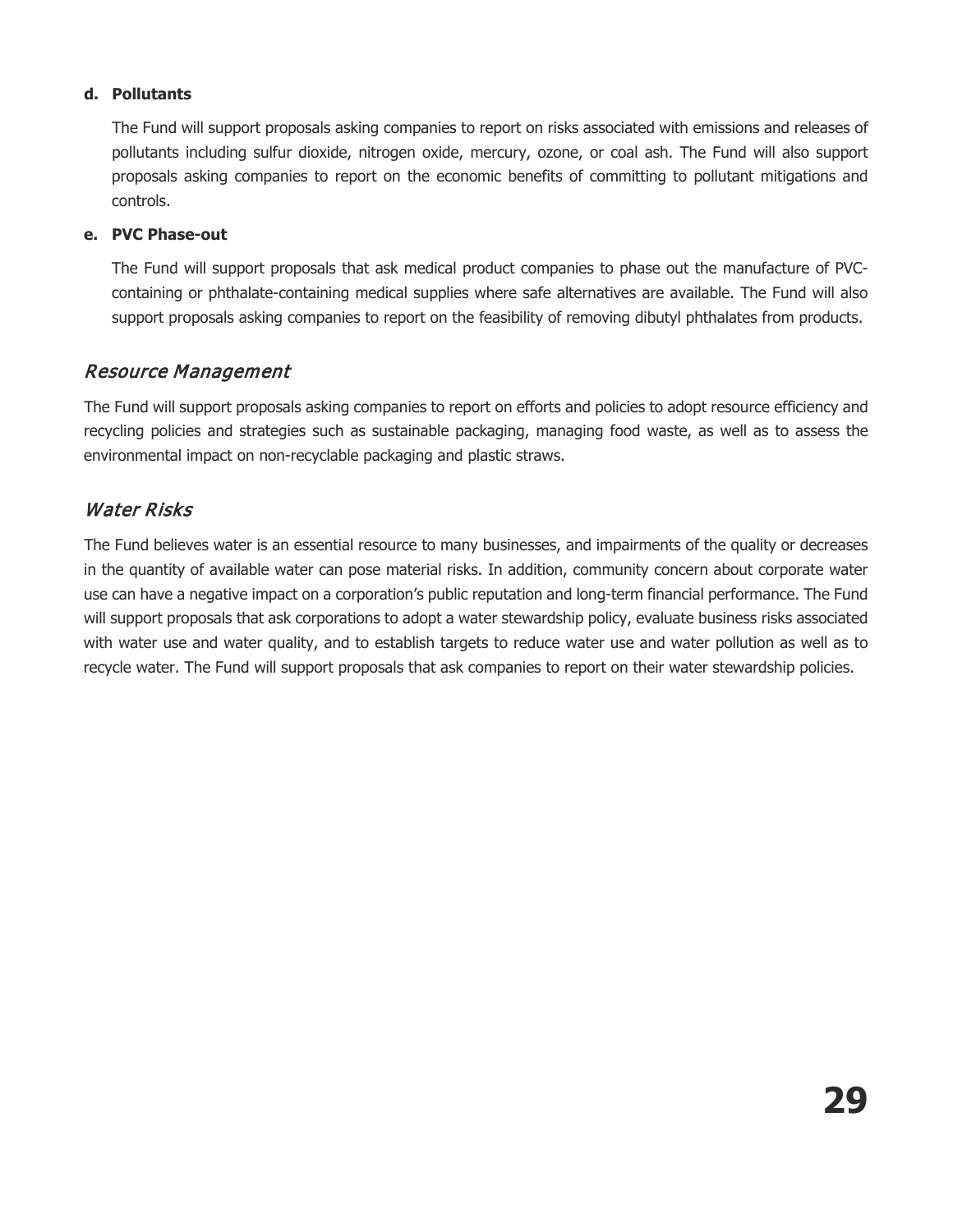**d. Pollutants**

The Fund will support proposals asking companies to report on risks associated with emissions and releases of pollutants including sulfur dioxide, nitrogen oxide, mercury, ozone, or coal ash. The Fund will also support proposals asking companies to report on the economic benefits of committing to pollutant mitigations and controls.

**e. PVC Phase-out**

The Fund will support proposals that ask medical product companies to phase out the manufacture of PVC-containing or phthalate-containing medical supplies where safe alternatives are available. The Fund will also support proposals asking companies to report on the feasibility of removing dibutyl phthalates from products.

## *Resource Management*

The Fund will support proposals asking companies to report on efforts and policies to adopt resource efficiency and recycling policies and strategies such as sustainable packaging, managing food waste, as well as to assess the environmental impact on non-recyclable packaging and plastic straws.

## *Water Risks*

The Fund believes water is an essential resource to many businesses, and impairments of the quality or decreases in the quantity of available water can pose material risks. In addition, community concern about corporate water use can have a negative impact on a corporation's public reputation and long-term financial performance. The Fund will support proposals that ask corporations to adopt a water stewardship policy, evaluate business risks associated with water use and water quality, and to establish targets to reduce water use and water pollution as well as to recycle water. The Fund will support proposals that ask companies to report on their water stewardship policies.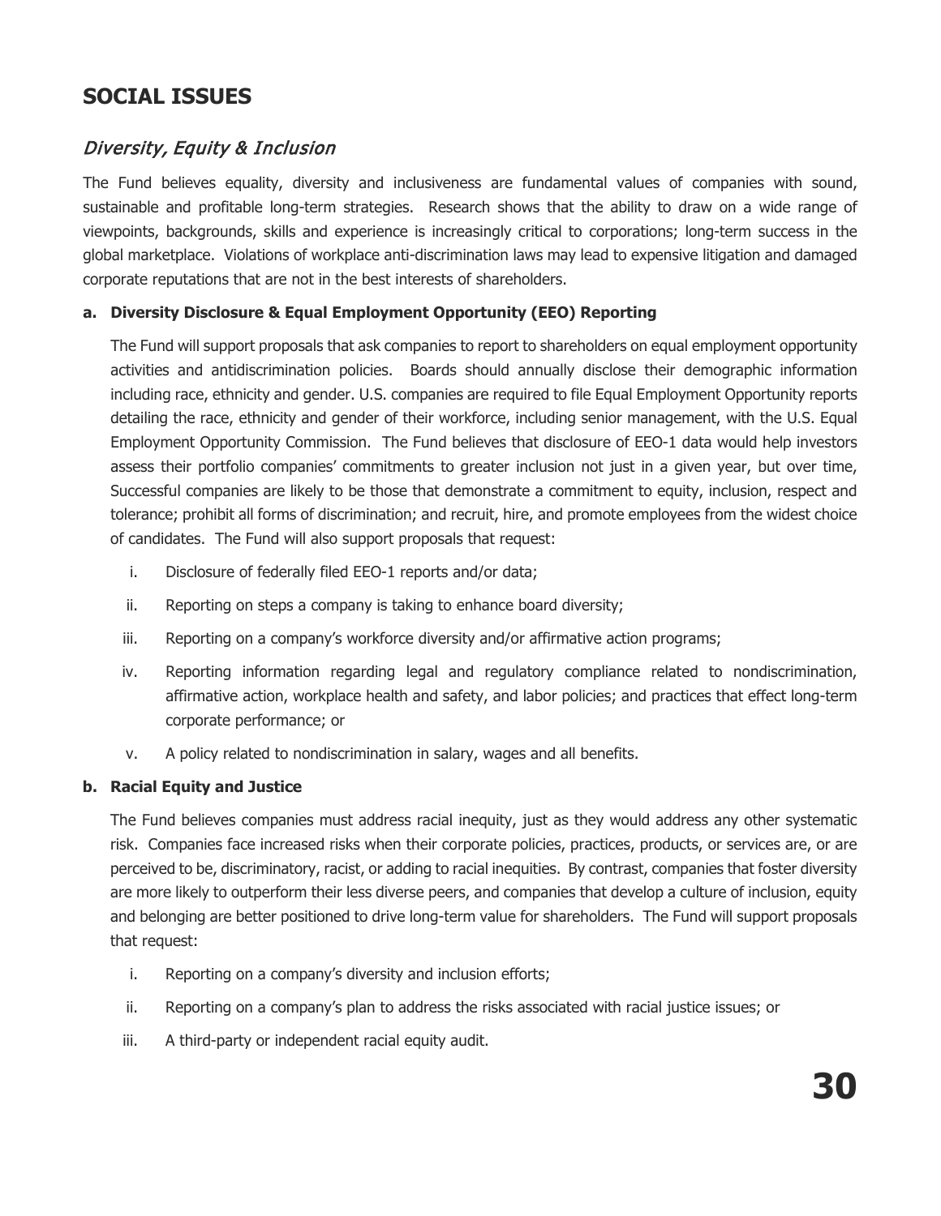# SOCIAL ISSUES

## *Diversity, Equity & Inclusion*

The Fund believes equality, diversity and inclusiveness are fundamental values of companies with sound, sustainable and profitable long-term strategies. Research shows that the ability to draw on a wide range of viewpoints, backgrounds, skills and experience is increasingly critical to corporations; long-term success in the global marketplace. Violations of workplace anti-discrimination laws may lead to expensive litigation and damaged corporate reputations that are not in the best interests of shareholders.

**a. Diversity Disclosure & Equal Employment Opportunity (EEO) Reporting**

The Fund will support proposals that ask companies to report to shareholders on equal employment opportunity activities and antidiscrimination policies. Boards should annually disclose their demographic information including race, ethnicity and gender. U.S. companies are required to file Equal Employment Opportunity reports detailing the race, ethnicity and gender of their workforce, including senior management, with the U.S. Equal Employment Opportunity Commission. The Fund believes that disclosure of EEO-1 data would help investors assess their portfolio companies' commitments to greater inclusion not just in a given year, but over time, Successful companies are likely to be those that demonstrate a commitment to equity, inclusion, respect and tolerance; prohibit all forms of discrimination; and recruit, hire, and promote employees from the widest choice of candidates. The Fund will also support proposals that request:

i. Disclosure of federally filed EEO-1 reports and/or data;

ii. Reporting on steps a company is taking to enhance board diversity;

iii. Reporting on a company's workforce diversity and/or affirmative action programs;

iv. Reporting information regarding legal and regulatory compliance related to nondiscrimination, affirmative action, workplace health and safety, and labor policies; and practices that effect long-term corporate performance; or

v. A policy related to nondiscrimination in salary, wages and all benefits.

**b. Racial Equity and Justice**

The Fund believes companies must address racial inequity, just as they would address any other systematic risk. Companies face increased risks when their corporate policies, practices, products, or services are, or are perceived to be, discriminatory, racist, or adding to racial inequities. By contrast, companies that foster diversity are more likely to outperform their less diverse peers, and companies that develop a culture of inclusion, equity and belonging are better positioned to drive long-term value for shareholders. The Fund will support proposals that request:

i. Reporting on a company's diversity and inclusion efforts;

ii. Reporting on a company's plan to address the risks associated with racial justice issues; or

iii. A third-party or independent racial equity audit.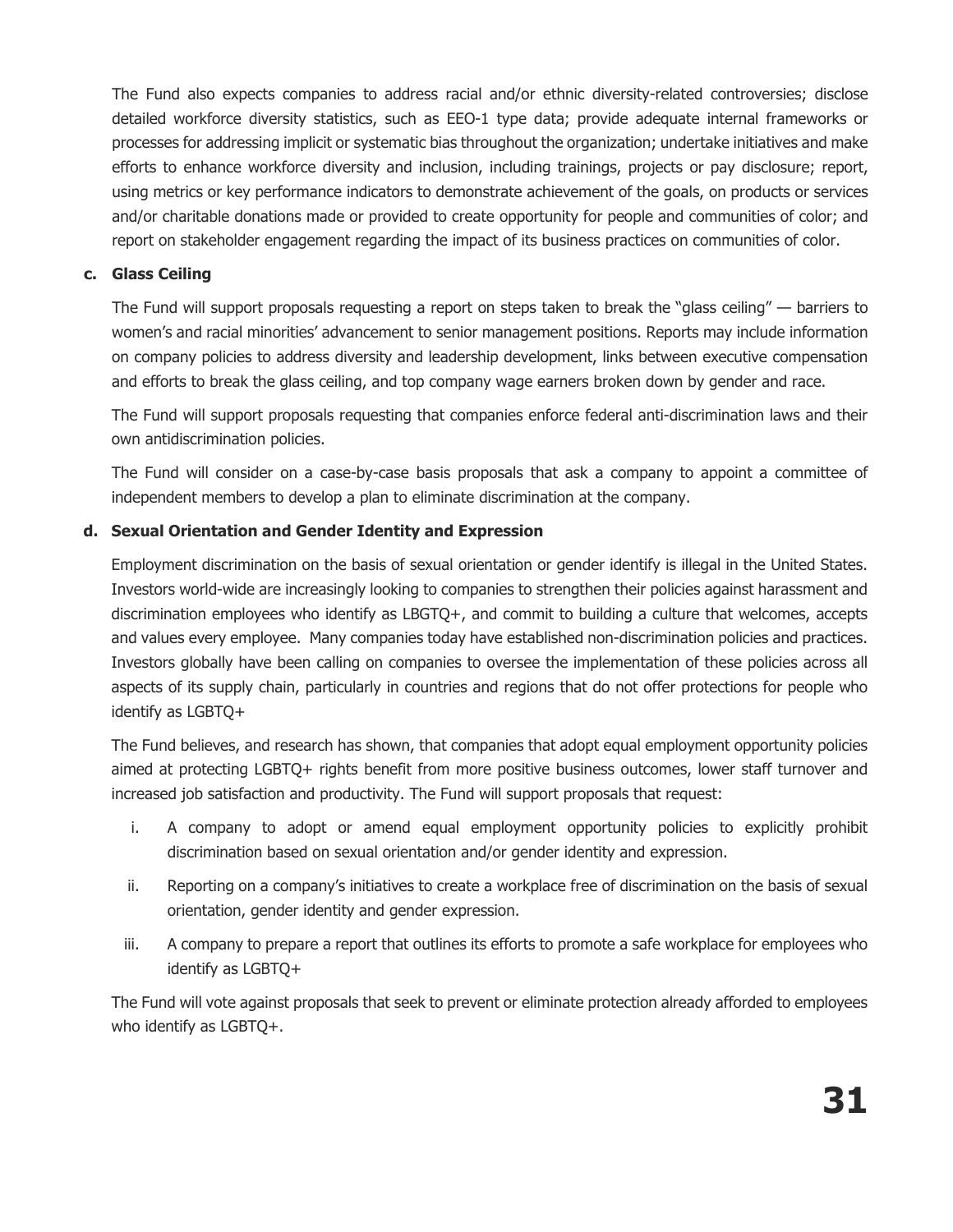The Fund also expects companies to address racial and/or ethnic diversity-related controversies; disclose detailed workforce diversity statistics, such as EEO-1 type data; provide adequate internal frameworks or processes for addressing implicit or systematic bias throughout the organization; undertake initiatives and make efforts to enhance workforce diversity and inclusion, including trainings, projects or pay disclosure; report, using metrics or key performance indicators to demonstrate achievement of the goals, on products or services and/or charitable donations made or provided to create opportunity for people and communities of color; and report on stakeholder engagement regarding the impact of its business practices on communities of color.

**c. Glass Ceiling**

The Fund will support proposals requesting a report on steps taken to break the "glass ceiling" — barriers to women's and racial minorities' advancement to senior management positions. Reports may include information on company policies to address diversity and leadership development, links between executive compensation and efforts to break the glass ceiling, and top company wage earners broken down by gender and race.

The Fund will support proposals requesting that companies enforce federal anti-discrimination laws and their own antidiscrimination policies.

The Fund will consider on a case-by-case basis proposals that ask a company to appoint a committee of independent members to develop a plan to eliminate discrimination at the company.

**d. Sexual Orientation and Gender Identity and Expression**

Employment discrimination on the basis of sexual orientation or gender identify is illegal in the United States. Investors world-wide are increasingly looking to companies to strengthen their policies against harassment and discrimination employees who identify as LBGTQ+, and commit to building a culture that welcomes, accepts and values every employee. Many companies today have established non-discrimination policies and practices. Investors globally have been calling on companies to oversee the implementation of these policies across all aspects of its supply chain, particularly in countries and regions that do not offer protections for people who identify as LGBTQ+

The Fund believes, and research has shown, that companies that adopt equal employment opportunity policies aimed at protecting LGBTQ+ rights benefit from more positive business outcomes, lower staff turnover and increased job satisfaction and productivity. The Fund will support proposals that request:

i. A company to adopt or amend equal employment opportunity policies to explicitly prohibit discrimination based on sexual orientation and/or gender identity and expression.

ii. Reporting on a company's initiatives to create a workplace free of discrimination on the basis of sexual orientation, gender identity and gender expression.

iii. A company to prepare a report that outlines its efforts to promote a safe workplace for employees who identify as LGBTQ+

The Fund will vote against proposals that seek to prevent or eliminate protection already afforded to employees who identify as LGBTQ+.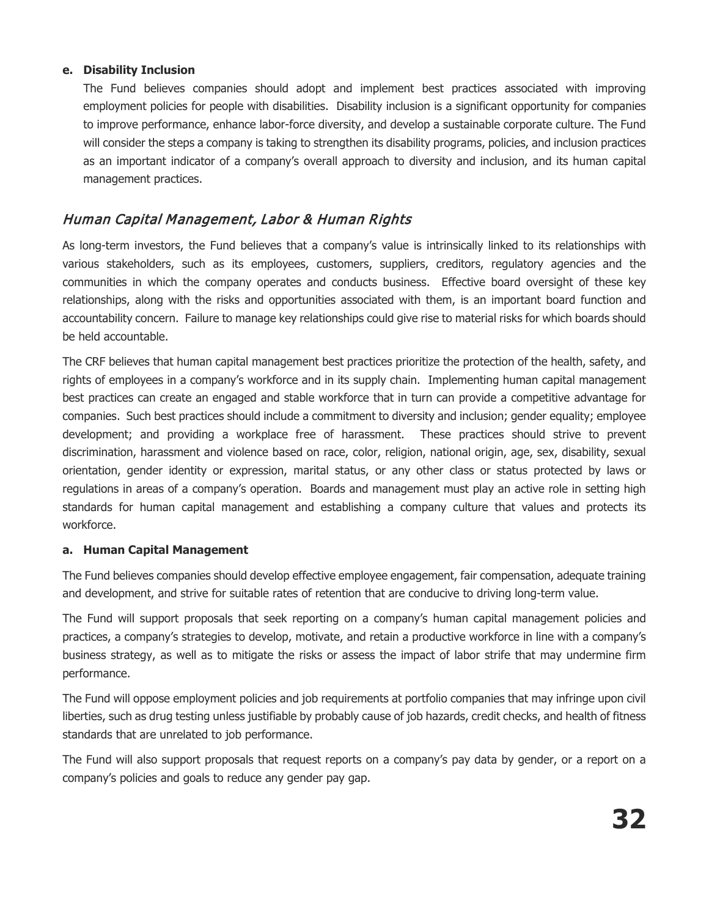**e. Disability Inclusion**

The Fund believes companies should adopt and implement best practices associated with improving employment policies for people with disabilities. Disability inclusion is a significant opportunity for companies to improve performance, enhance labor-force diversity, and develop a sustainable corporate culture. The Fund will consider the steps a company is taking to strengthen its disability programs, policies, and inclusion practices as an important indicator of a company's overall approach to diversity and inclusion, and its human capital management practices.

## *Human Capital Management, Labor & Human Rights*

As long-term investors, the Fund believes that a company's value is intrinsically linked to its relationships with various stakeholders, such as its employees, customers, suppliers, creditors, regulatory agencies and the communities in which the company operates and conducts business. Effective board oversight of these key relationships, along with the risks and opportunities associated with them, is an important board function and accountability concern. Failure to manage key relationships could give rise to material risks for which boards should be held accountable.

The CRF believes that human capital management best practices prioritize the protection of the health, safety, and rights of employees in a company's workforce and in its supply chain. Implementing human capital management best practices can create an engaged and stable workforce that in turn can provide a competitive advantage for companies. Such best practices should include a commitment to diversity and inclusion; gender equality; employee development; and providing a workplace free of harassment. These practices should strive to prevent discrimination, harassment and violence based on race, color, religion, national origin, age, sex, disability, sexual orientation, gender identity or expression, marital status, or any other class or status protected by laws or regulations in areas of a company's operation. Boards and management must play an active role in setting high standards for human capital management and establishing a company culture that values and protects its workforce.

**a. Human Capital Management**

The Fund believes companies should develop effective employee engagement, fair compensation, adequate training and development, and strive for suitable rates of retention that are conducive to driving long-term value.

The Fund will support proposals that seek reporting on a company's human capital management policies and practices, a company's strategies to develop, motivate, and retain a productive workforce in line with a company's business strategy, as well as to mitigate the risks or assess the impact of labor strife that may undermine firm performance.

The Fund will oppose employment policies and job requirements at portfolio companies that may infringe upon civil liberties, such as drug testing unless justifiable by probably cause of job hazards, credit checks, and health of fitness standards that are unrelated to job performance.

The Fund will also support proposals that request reports on a company's pay data by gender, or a report on a company's policies and goals to reduce any gender pay gap.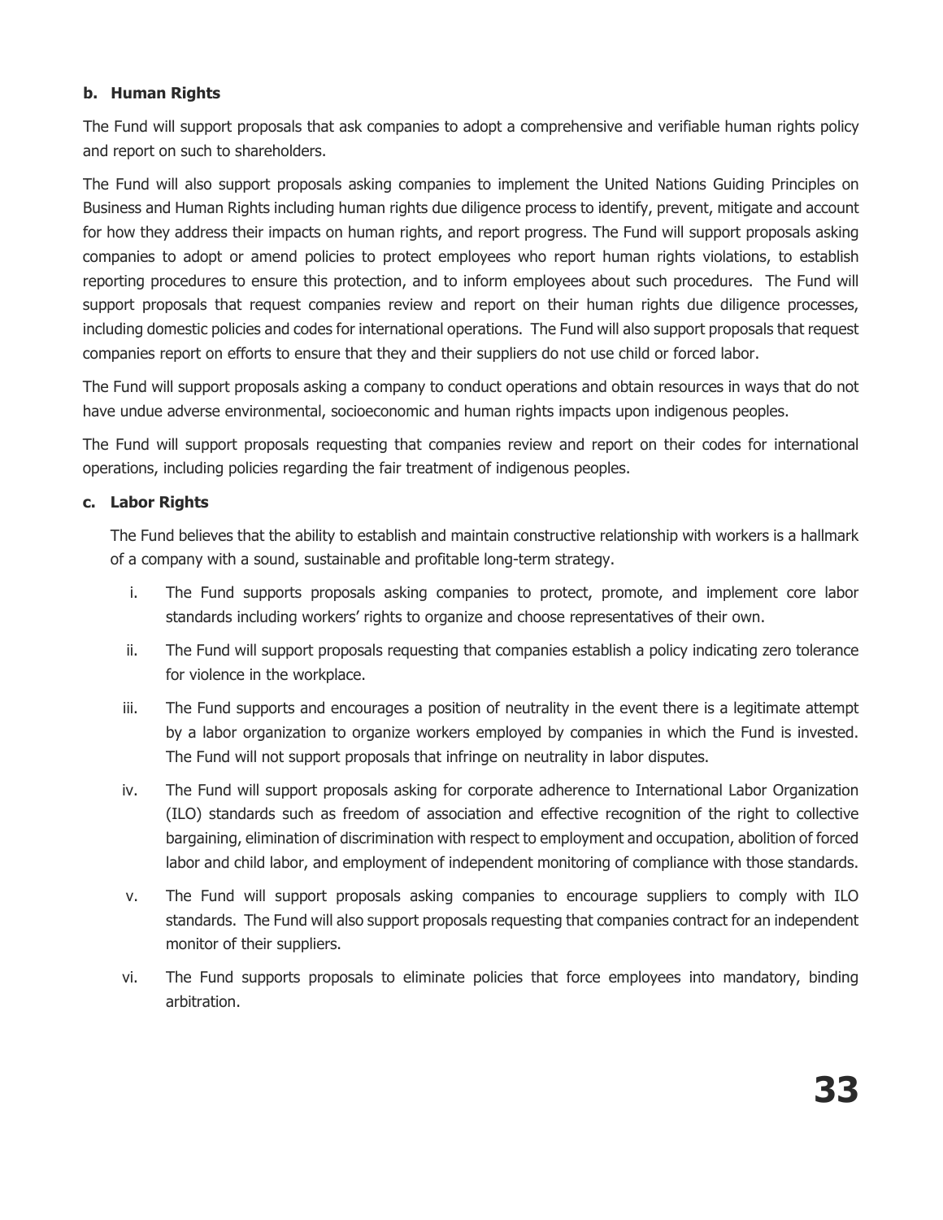**b. Human Rights**

The Fund will support proposals that ask companies to adopt a comprehensive and verifiable human rights policy and report on such to shareholders.

The Fund will also support proposals asking companies to implement the United Nations Guiding Principles on Business and Human Rights including human rights due diligence process to identify, prevent, mitigate and account for how they address their impacts on human rights, and report progress. The Fund will support proposals asking companies to adopt or amend policies to protect employees who report human rights violations, to establish reporting procedures to ensure this protection, and to inform employees about such procedures. The Fund will support proposals that request companies review and report on their human rights due diligence processes, including domestic policies and codes for international operations. The Fund will also support proposals that request companies report on efforts to ensure that they and their suppliers do not use child or forced labor.

The Fund will support proposals asking a company to conduct operations and obtain resources in ways that do not have undue adverse environmental, socioeconomic and human rights impacts upon indigenous peoples.

The Fund will support proposals requesting that companies review and report on their codes for international operations, including policies regarding the fair treatment of indigenous peoples.

**c. Labor Rights**

The Fund believes that the ability to establish and maintain constructive relationship with workers is a hallmark of a company with a sound, sustainable and profitable long-term strategy.

i. The Fund supports proposals asking companies to protect, promote, and implement core labor standards including workers' rights to organize and choose representatives of their own.

ii. The Fund will support proposals requesting that companies establish a policy indicating zero tolerance for violence in the workplace.

iii. The Fund supports and encourages a position of neutrality in the event there is a legitimate attempt by a labor organization to organize workers employed by companies in which the Fund is invested. The Fund will not support proposals that infringe on neutrality in labor disputes.

iv. The Fund will support proposals asking for corporate adherence to International Labor Organization (ILO) standards such as freedom of association and effective recognition of the right to collective bargaining, elimination of discrimination with respect to employment and occupation, abolition of forced labor and child labor, and employment of independent monitoring of compliance with those standards.

v. The Fund will support proposals asking companies to encourage suppliers to comply with ILO standards. The Fund will also support proposals requesting that companies contract for an independent monitor of their suppliers.

vi. The Fund supports proposals to eliminate policies that force employees into mandatory, binding arbitration.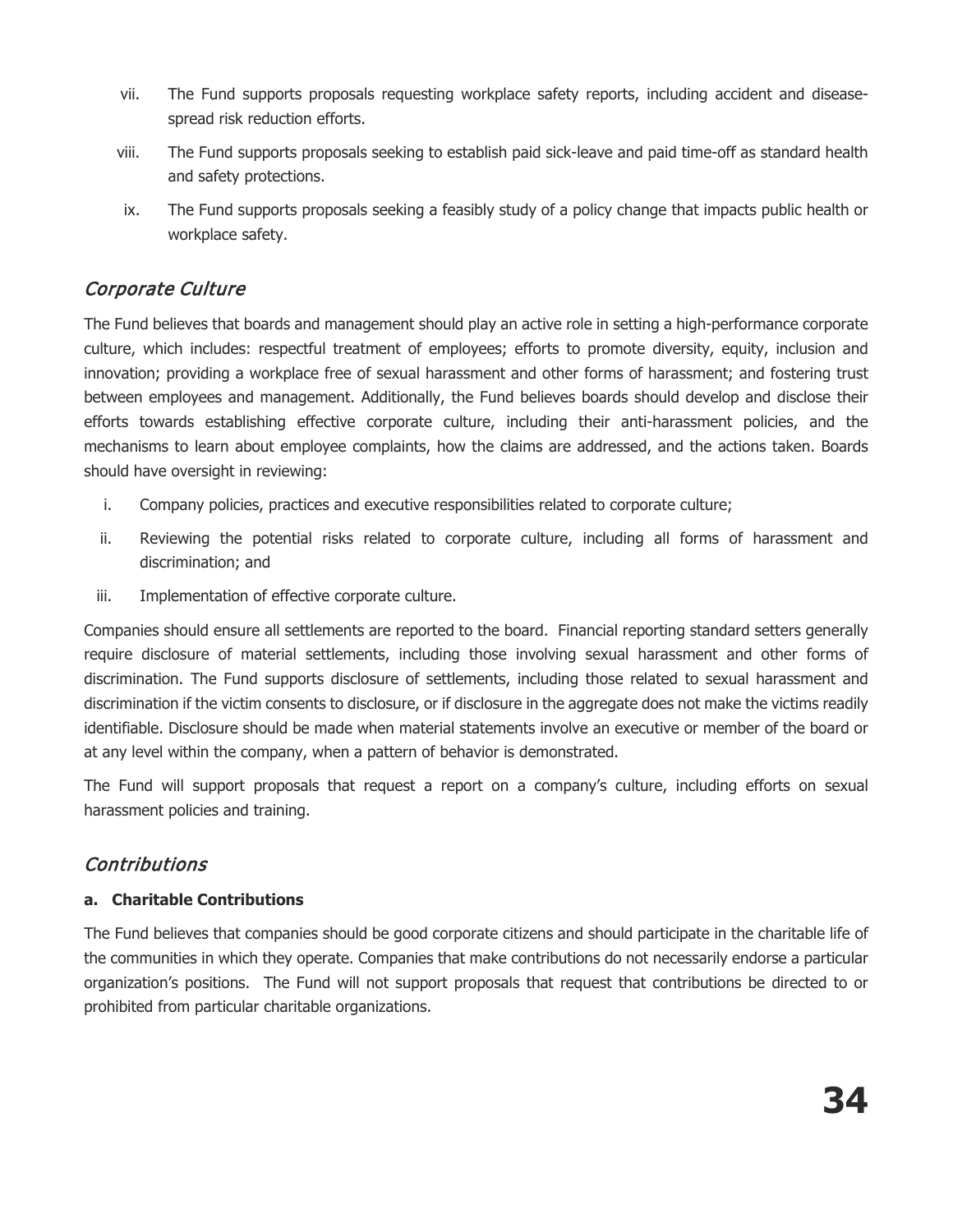vii. The Fund supports proposals requesting workplace safety reports, including accident and disease-spread risk reduction efforts.

viii. The Fund supports proposals seeking to establish paid sick-leave and paid time-off as standard health and safety protections.

ix. The Fund supports proposals seeking a feasibly study of a policy change that impacts public health or workplace safety.

## *Corporate Culture*

The Fund believes that boards and management should play an active role in setting a high-performance corporate culture, which includes: respectful treatment of employees; efforts to promote diversity, equity, inclusion and innovation; providing a workplace free of sexual harassment and other forms of harassment; and fostering trust between employees and management. Additionally, the Fund believes boards should develop and disclose their efforts towards establishing effective corporate culture, including their anti-harassment policies, and the mechanisms to learn about employee complaints, how the claims are addressed, and the actions taken. Boards should have oversight in reviewing:

i. Company policies, practices and executive responsibilities related to corporate culture;

ii. Reviewing the potential risks related to corporate culture, including all forms of harassment and discrimination; and

iii. Implementation of effective corporate culture.

Companies should ensure all settlements are reported to the board. Financial reporting standard setters generally require disclosure of material settlements, including those involving sexual harassment and other forms of discrimination. The Fund supports disclosure of settlements, including those related to sexual harassment and discrimination if the victim consents to disclosure, or if disclosure in the aggregate does not make the victims readily identifiable. Disclosure should be made when material statements involve an executive or member of the board or at any level within the company, when a pattern of behavior is demonstrated.

The Fund will support proposals that request a report on a company's culture, including efforts on sexual harassment policies and training.

## *Contributions*

### a. Charitable Contributions

The Fund believes that companies should be good corporate citizens and should participate in the charitable life of the communities in which they operate. Companies that make contributions do not necessarily endorse a particular organization's positions. The Fund will not support proposals that request that contributions be directed to or prohibited from particular charitable organizations.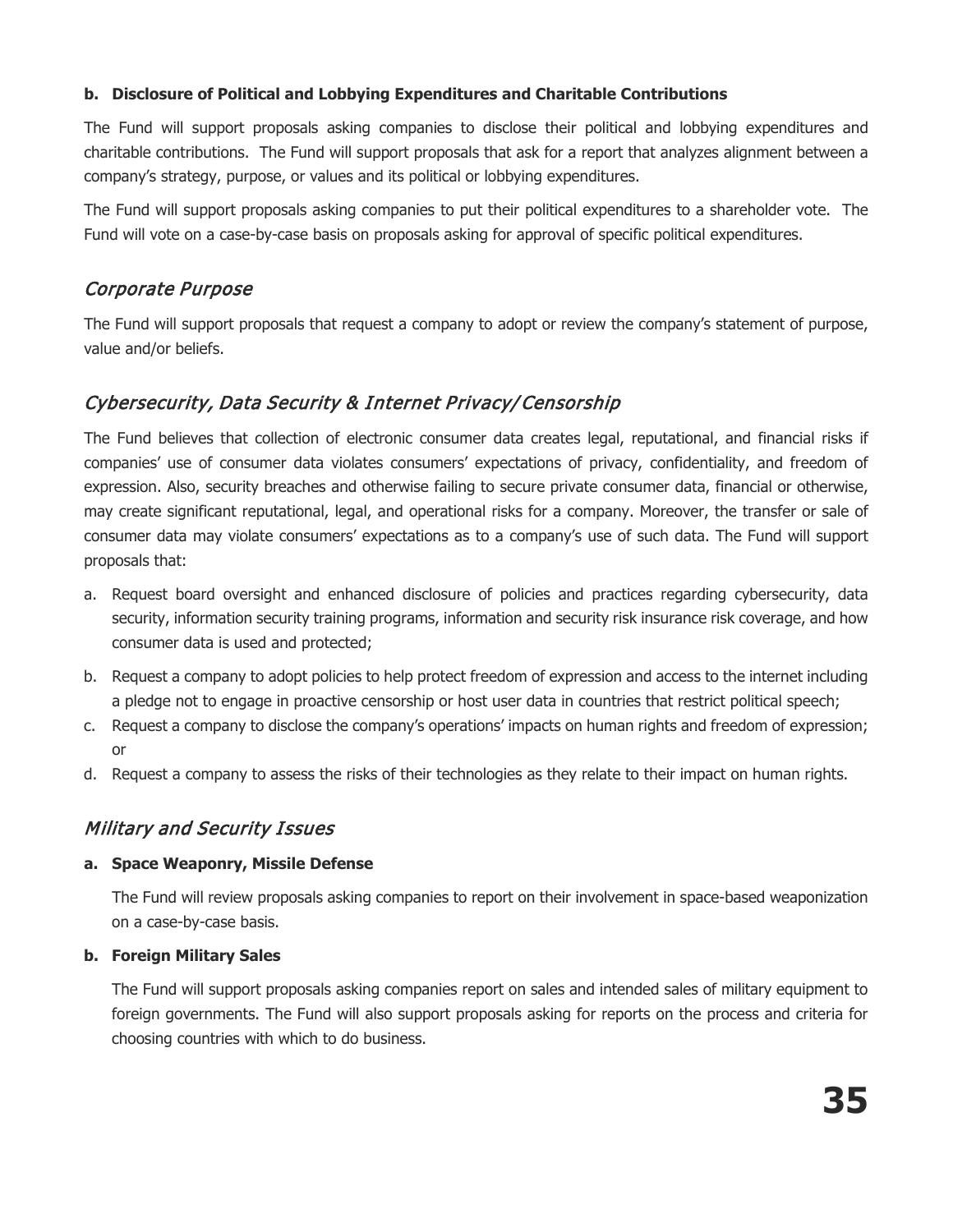**b. Disclosure of Political and Lobbying Expenditures and Charitable Contributions**

The Fund will support proposals asking companies to disclose their political and lobbying expenditures and charitable contributions. The Fund will support proposals that ask for a report that analyzes alignment between a company's strategy, purpose, or values and its political or lobbying expenditures.

The Fund will support proposals asking companies to put their political expenditures to a shareholder vote. The Fund will vote on a case-by-case basis on proposals asking for approval of specific political expenditures.

## *Corporate Purpose*

The Fund will support proposals that request a company to adopt or review the company's statement of purpose, value and/or beliefs.

## *Cybersecurity, Data Security & Internet Privacy/Censorship*

The Fund believes that collection of electronic consumer data creates legal, reputational, and financial risks if companies' use of consumer data violates consumers' expectations of privacy, confidentiality, and freedom of expression. Also, security breaches and otherwise failing to secure private consumer data, financial or otherwise, may create significant reputational, legal, and operational risks for a company. Moreover, the transfer or sale of consumer data may violate consumers' expectations as to a company's use of such data. The Fund will support proposals that:

a. Request board oversight and enhanced disclosure of policies and practices regarding cybersecurity, data security, information security training programs, information and security risk insurance risk coverage, and how consumer data is used and protected;
b. Request a company to adopt policies to help protect freedom of expression and access to the internet including a pledge not to engage in proactive censorship or host user data in countries that restrict political speech;
c. Request a company to disclose the company's operations' impacts on human rights and freedom of expression; or
d. Request a company to assess the risks of their technologies as they relate to their impact on human rights.

## *Military and Security Issues*

**a. Space Weaponry, Missile Defense**

The Fund will review proposals asking companies to report on their involvement in space-based weaponization on a case-by-case basis.

**b. Foreign Military Sales**

The Fund will support proposals asking companies report on sales and intended sales of military equipment to foreign governments. The Fund will also support proposals asking for reports on the process and criteria for choosing countries with which to do business.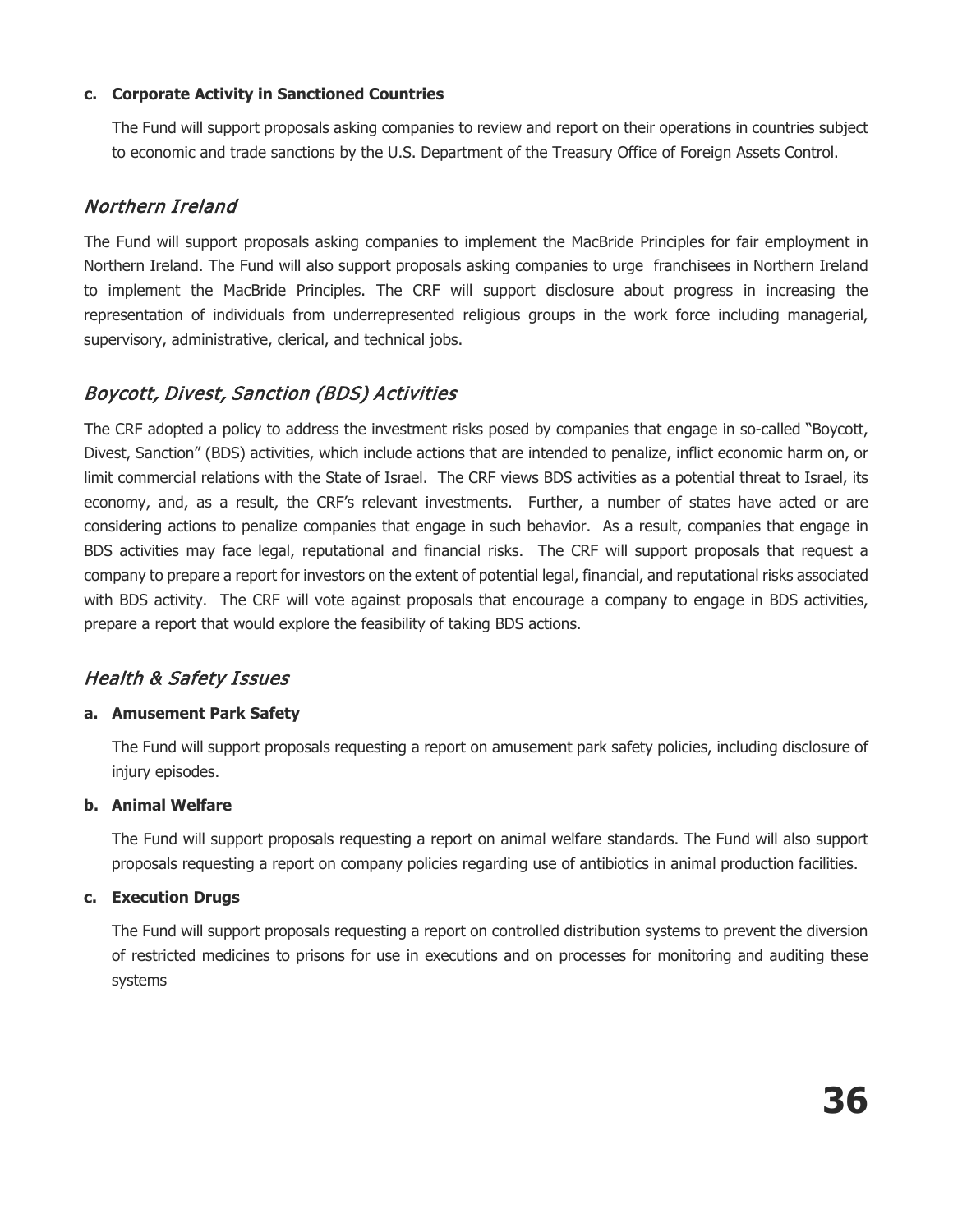**c. Corporate Activity in Sanctioned Countries**

The Fund will support proposals asking companies to review and report on their operations in countries subject to economic and trade sanctions by the U.S. Department of the Treasury Office of Foreign Assets Control.

## *Northern Ireland*

The Fund will support proposals asking companies to implement the MacBride Principles for fair employment in Northern Ireland. The Fund will also support proposals asking companies to urge franchisees in Northern Ireland to implement the MacBride Principles. The CRF will support disclosure about progress in increasing the representation of individuals from underrepresented religious groups in the work force including managerial, supervisory, administrative, clerical, and technical jobs.

## *Boycott, Divest, Sanction (BDS) Activities*

The CRF adopted a policy to address the investment risks posed by companies that engage in so-called "Boycott, Divest, Sanction" (BDS) activities, which include actions that are intended to penalize, inflict economic harm on, or limit commercial relations with the State of Israel. The CRF views BDS activities as a potential threat to Israel, its economy, and, as a result, the CRF's relevant investments. Further, a number of states have acted or are considering actions to penalize companies that engage in such behavior. As a result, companies that engage in BDS activities may face legal, reputational and financial risks. The CRF will support proposals that request a company to prepare a report for investors on the extent of potential legal, financial, and reputational risks associated with BDS activity. The CRF will vote against proposals that encourage a company to engage in BDS activities, prepare a report that would explore the feasibility of taking BDS actions.

## *Health & Safety Issues*

**a. Amusement Park Safety**

The Fund will support proposals requesting a report on amusement park safety policies, including disclosure of injury episodes.

**b. Animal Welfare**

The Fund will support proposals requesting a report on animal welfare standards. The Fund will also support proposals requesting a report on company policies regarding use of antibiotics in animal production facilities.

**c. Execution Drugs**

The Fund will support proposals requesting a report on controlled distribution systems to prevent the diversion of restricted medicines to prisons for use in executions and on processes for monitoring and auditing these systems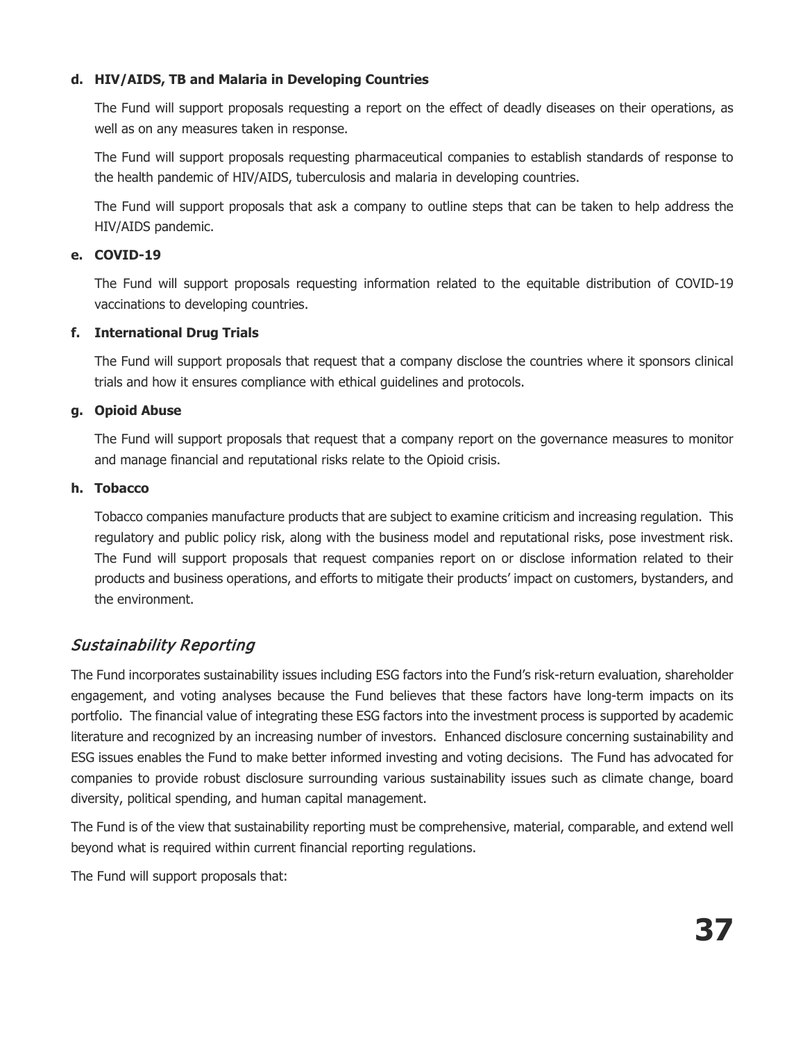**d. HIV/AIDS, TB and Malaria in Developing Countries**

The Fund will support proposals requesting a report on the effect of deadly diseases on their operations, as well as on any measures taken in response.

The Fund will support proposals requesting pharmaceutical companies to establish standards of response to the health pandemic of HIV/AIDS, tuberculosis and malaria in developing countries.

The Fund will support proposals that ask a company to outline steps that can be taken to help address the HIV/AIDS pandemic.

**e. COVID-19**

The Fund will support proposals requesting information related to the equitable distribution of COVID-19 vaccinations to developing countries.

**f. International Drug Trials**

The Fund will support proposals that request that a company disclose the countries where it sponsors clinical trials and how it ensures compliance with ethical guidelines and protocols.

**g. Opioid Abuse**

The Fund will support proposals that request that a company report on the governance measures to monitor and manage financial and reputational risks relate to the Opioid crisis.

**h. Tobacco**

Tobacco companies manufacture products that are subject to examine criticism and increasing regulation. This regulatory and public policy risk, along with the business model and reputational risks, pose investment risk. The Fund will support proposals that request companies report on or disclose information related to their products and business operations, and efforts to mitigate their products' impact on customers, bystanders, and the environment.

## *Sustainability Reporting*

The Fund incorporates sustainability issues including ESG factors into the Fund's risk-return evaluation, shareholder engagement, and voting analyses because the Fund believes that these factors have long-term impacts on its portfolio. The financial value of integrating these ESG factors into the investment process is supported by academic literature and recognized by an increasing number of investors. Enhanced disclosure concerning sustainability and ESG issues enables the Fund to make better informed investing and voting decisions. The Fund has advocated for companies to provide robust disclosure surrounding various sustainability issues such as climate change, board diversity, political spending, and human capital management.

The Fund is of the view that sustainability reporting must be comprehensive, material, comparable, and extend well beyond what is required within current financial reporting regulations.

The Fund will support proposals that: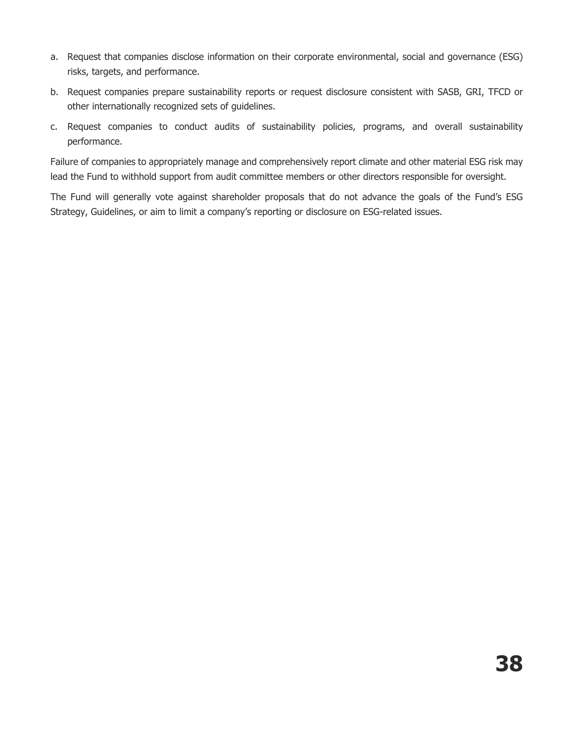a. Request that companies disclose information on their corporate environmental, social and governance (ESG) risks, targets, and performance.
b. Request companies prepare sustainability reports or request disclosure consistent with SASB, GRI, TFCD or other internationally recognized sets of guidelines.
c. Request companies to conduct audits of sustainability policies, programs, and overall sustainability performance.

Failure of companies to appropriately manage and comprehensively report climate and other material ESG risk may lead the Fund to withhold support from audit committee members or other directors responsible for oversight.

The Fund will generally vote against shareholder proposals that do not advance the goals of the Fund's ESG Strategy, Guidelines, or aim to limit a company's reporting or disclosure on ESG-related issues.